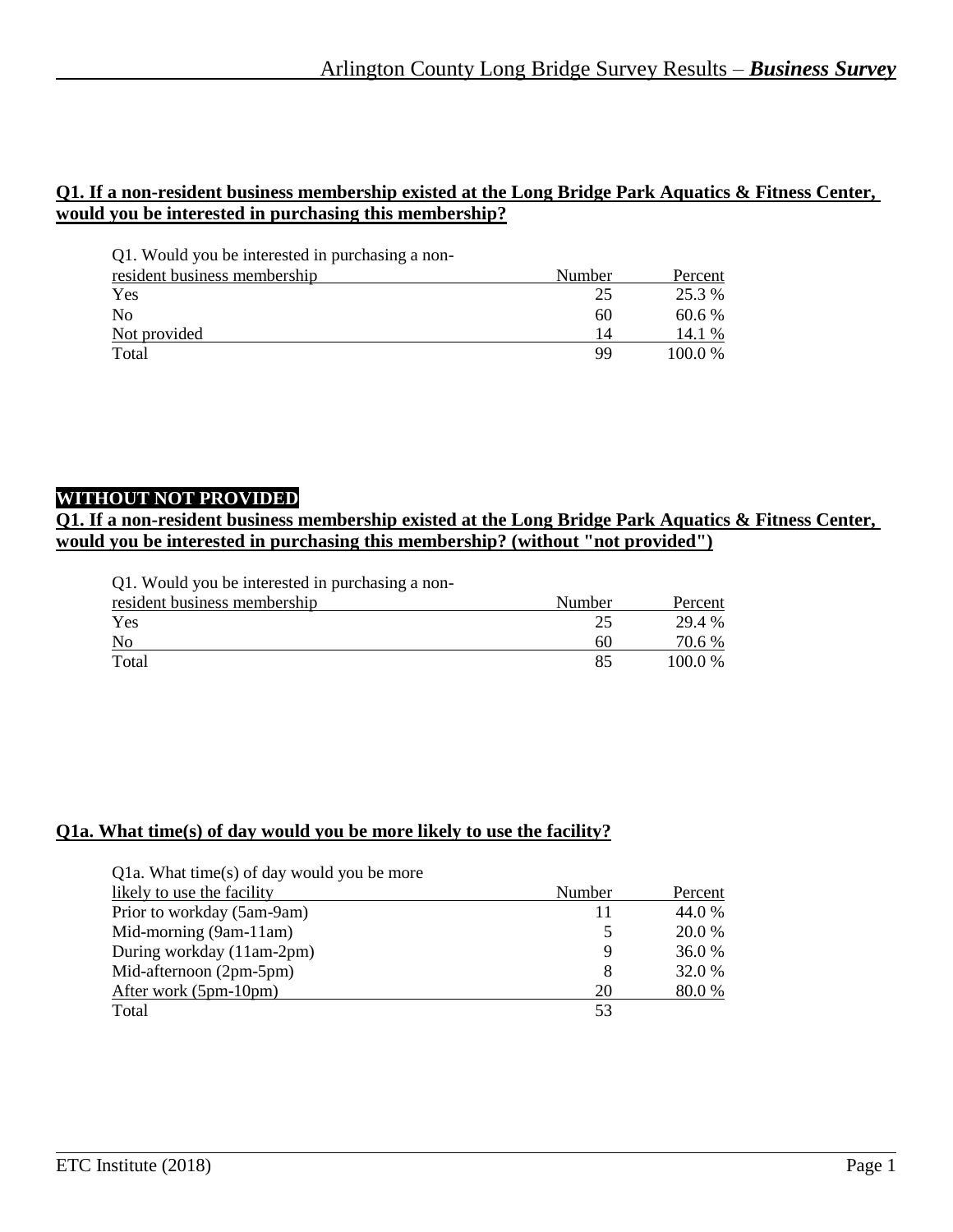**Q1. If a non-resident business membership existed at the Long Bridge Park Aquatics & Fitness Center, would you be interested in purchasing this membership?**

| Q1. Would you be interested in purchasing a non-resident business membership | Number | Percent |
|---|---|---|
| Yes | 25 | 25.3 % |
| No | 60 | 60.6 % |
| Not provided | 14 | 14.1 % |
| Total | 99 | 100.0 % |

**WITHOUT NOT PROVIDED**

**Q1. If a non-resident business membership existed at the Long Bridge Park Aquatics & Fitness Center, would you be interested in purchasing this membership? (without "not provided")**

| Q1. Would you be interested in purchasing a non-resident business membership | Number | Percent |
|---|---|---|
| Yes | 25 | 29.4 % |
| No | 60 | 70.6 % |
| Total | 85 | 100.0 % |

**Q1a. What time(s) of day would you be more likely to use the facility?**

| Q1a. What time(s) of day would you be more likely to use the facility | Number | Percent |
|---|---|---|
| Prior to workday (5am-9am) | 11 | 44.0 % |
| Mid-morning (9am-11am) | 5 | 20.0 % |
| During workday (11am-2pm) | 9 | 36.0 % |
| Mid-afternoon (2pm-5pm) | 8 | 32.0 % |
| After work (5pm-10pm) | 20 | 80.0 % |
| Total | 53 | |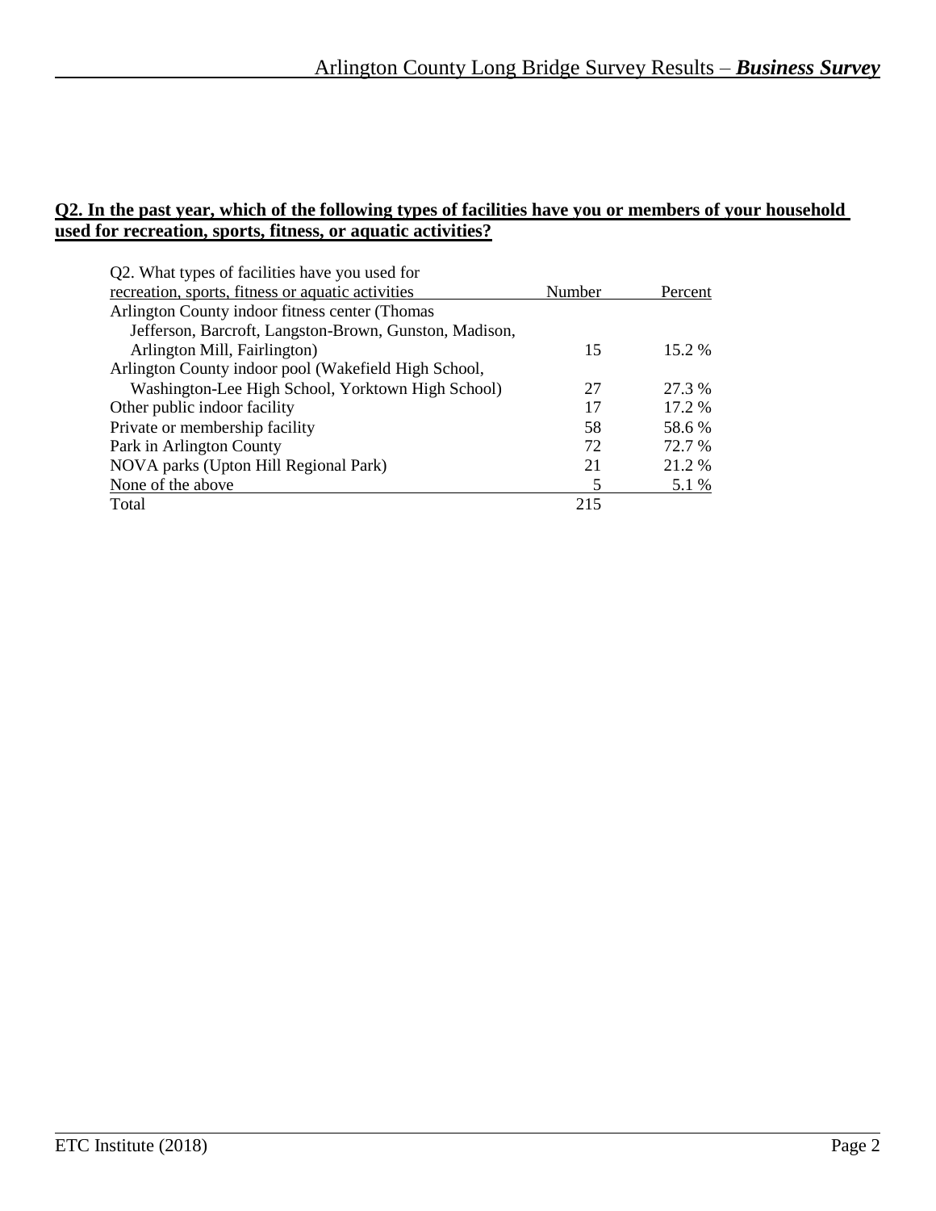**Q2. In the past year, which of the following types of facilities have you or members of your household used for recreation, sports, fitness, or aquatic activities?**

| Q2. What types of facilities have you used for recreation, sports, fitness or aquatic activities | Number | Percent |
|---|---|---|
| Arlington County indoor fitness center (Thomas Jefferson, Barcroft, Langston-Brown, Gunston, Madison, Arlington Mill, Fairlington) | 15 | 15.2 % |
| Arlington County indoor pool (Wakefield High School, Washington-Lee High School, Yorktown High School) | 27 | 27.3 % |
| Other public indoor facility | 17 | 17.2 % |
| Private or membership facility | 58 | 58.6 % |
| Park in Arlington County | 72 | 72.7 % |
| NOVA parks (Upton Hill Regional Park) | 21 | 21.2 % |
| None of the above | 5 | 5.1 % |
| Total | 215 | |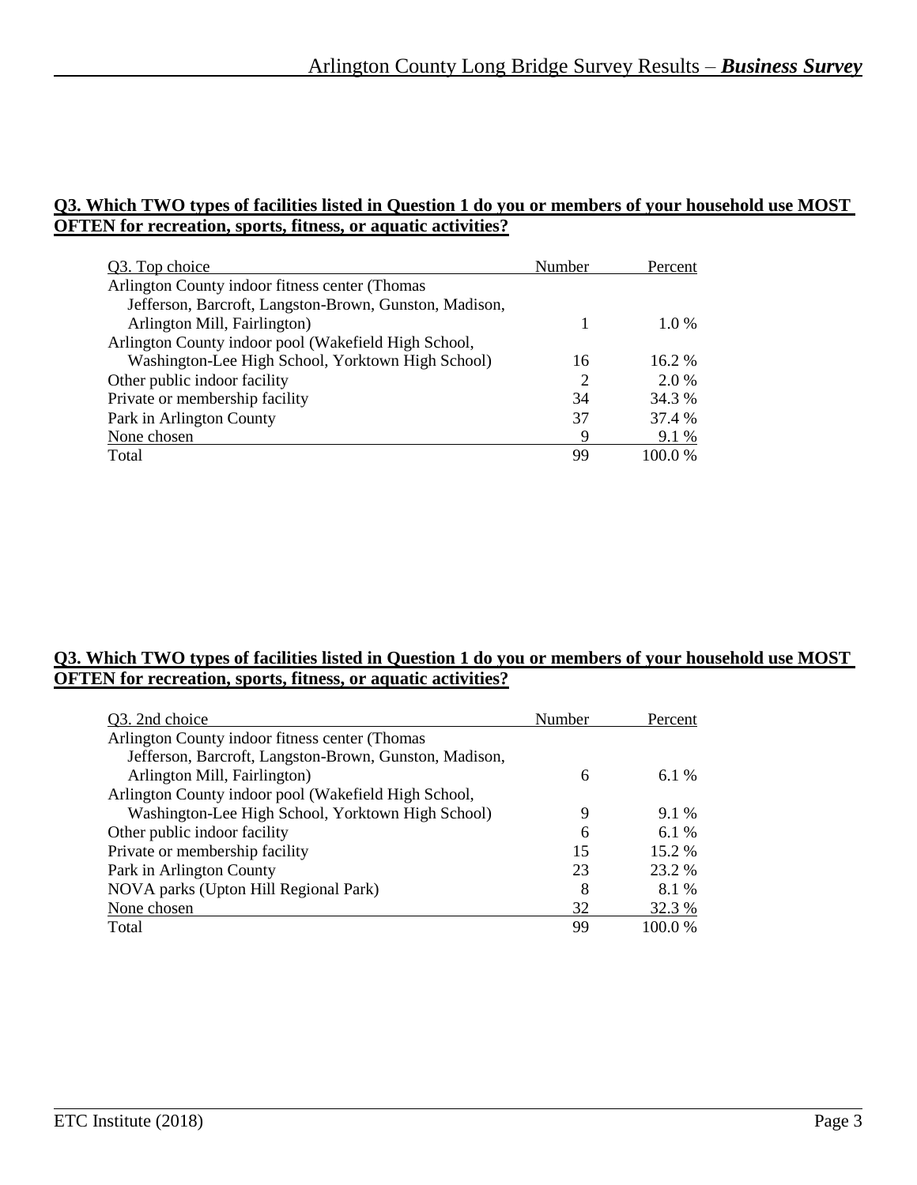**Q3. Which TWO types of facilities listed in Question 1 do you or members of your household use MOST OFTEN for recreation, sports, fitness, or aquatic activities?**

| Q3. Top choice | Number | Percent |
|---|---|---|
| Arlington County indoor fitness center (Thomas Jefferson, Barcroft, Langston-Brown, Gunston, Madison, Arlington Mill, Fairlington) | 1 | 1.0 % |
| Arlington County indoor pool (Wakefield High School, Washington-Lee High School, Yorktown High School) | 16 | 16.2 % |
| Other public indoor facility | 2 | 2.0 % |
| Private or membership facility | 34 | 34.3 % |
| Park in Arlington County | 37 | 37.4 % |
| None chosen | 9 | 9.1 % |
| Total | 99 | 100.0 % |

**Q3. Which TWO types of facilities listed in Question 1 do you or members of your household use MOST OFTEN for recreation, sports, fitness, or aquatic activities?**

| Q3. 2nd choice | Number | Percent |
|---|---|---|
| Arlington County indoor fitness center (Thomas Jefferson, Barcroft, Langston-Brown, Gunston, Madison, Arlington Mill, Fairlington) | 6 | 6.1 % |
| Arlington County indoor pool (Wakefield High School, Washington-Lee High School, Yorktown High School) | 9 | 9.1 % |
| Other public indoor facility | 6 | 6.1 % |
| Private or membership facility | 15 | 15.2 % |
| Park in Arlington County | 23 | 23.2 % |
| NOVA parks (Upton Hill Regional Park) | 8 | 8.1 % |
| None chosen | 32 | 32.3 % |
| Total | 99 | 100.0 % |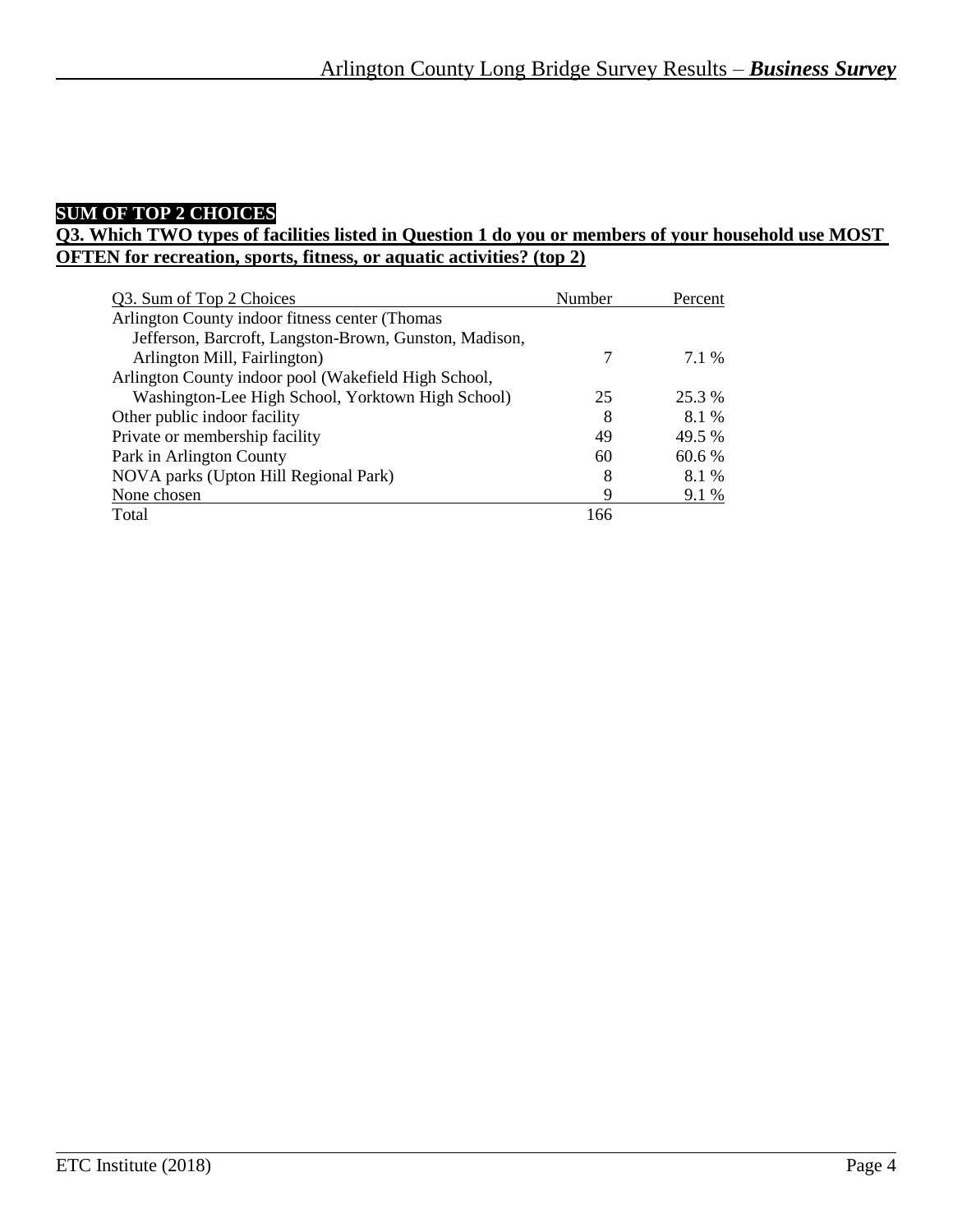**SUM OF TOP 2 CHOICES**

**Q3. Which TWO types of facilities listed in Question 1 do you or members of your household use MOST OFTEN for recreation, sports, fitness, or aquatic activities? (top 2)**

| Q3. Sum of Top 2 Choices | Number | Percent |
|---|---|---|
| Arlington County indoor fitness center (Thomas Jefferson, Barcroft, Langston-Brown, Gunston, Madison, Arlington Mill, Fairlington) | 7 | 7.1 % |
| Arlington County indoor pool (Wakefield High School, Washington-Lee High School, Yorktown High School) | 25 | 25.3 % |
| Other public indoor facility | 8 | 8.1 % |
| Private or membership facility | 49 | 49.5 % |
| Park in Arlington County | 60 | 60.6 % |
| NOVA parks (Upton Hill Regional Park) | 8 | 8.1 % |
| None chosen | 9 | 9.1 % |
| Total | 166 | |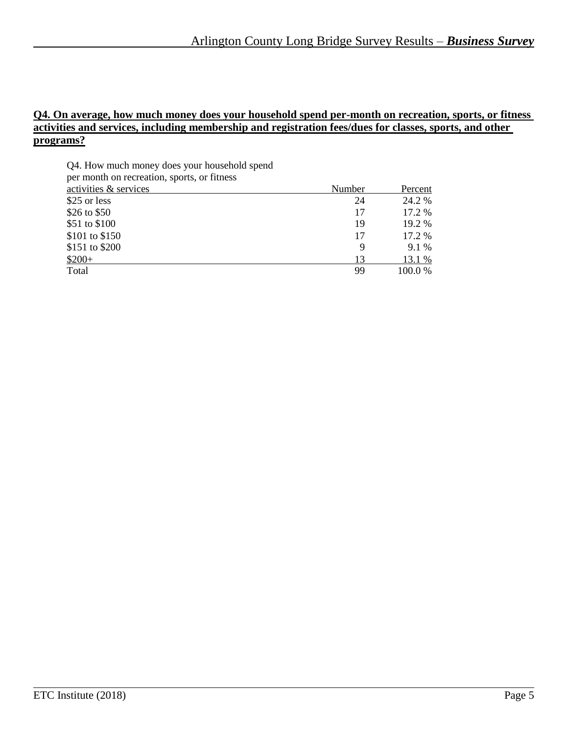**Q4. On average, how much money does your household spend per-month on recreation, sports, or fitness activities and services, including membership and registration fees/dues for classes, sports, and other programs?**

| Q4. How much money does your household spend per month on recreation, sports, or fitness activities & services | Number | Percent |
|---|---|---|
| $25 or less | 24 | 24.2 % |
| $26 to $50 | 17 | 17.2 % |
| $51 to $100 | 19 | 19.2 % |
| $101 to $150 | 17 | 17.2 % |
| $151 to $200 | 9 | 9.1 % |
| $200+ | 13 | 13.1 % |
| Total | 99 | 100.0 % |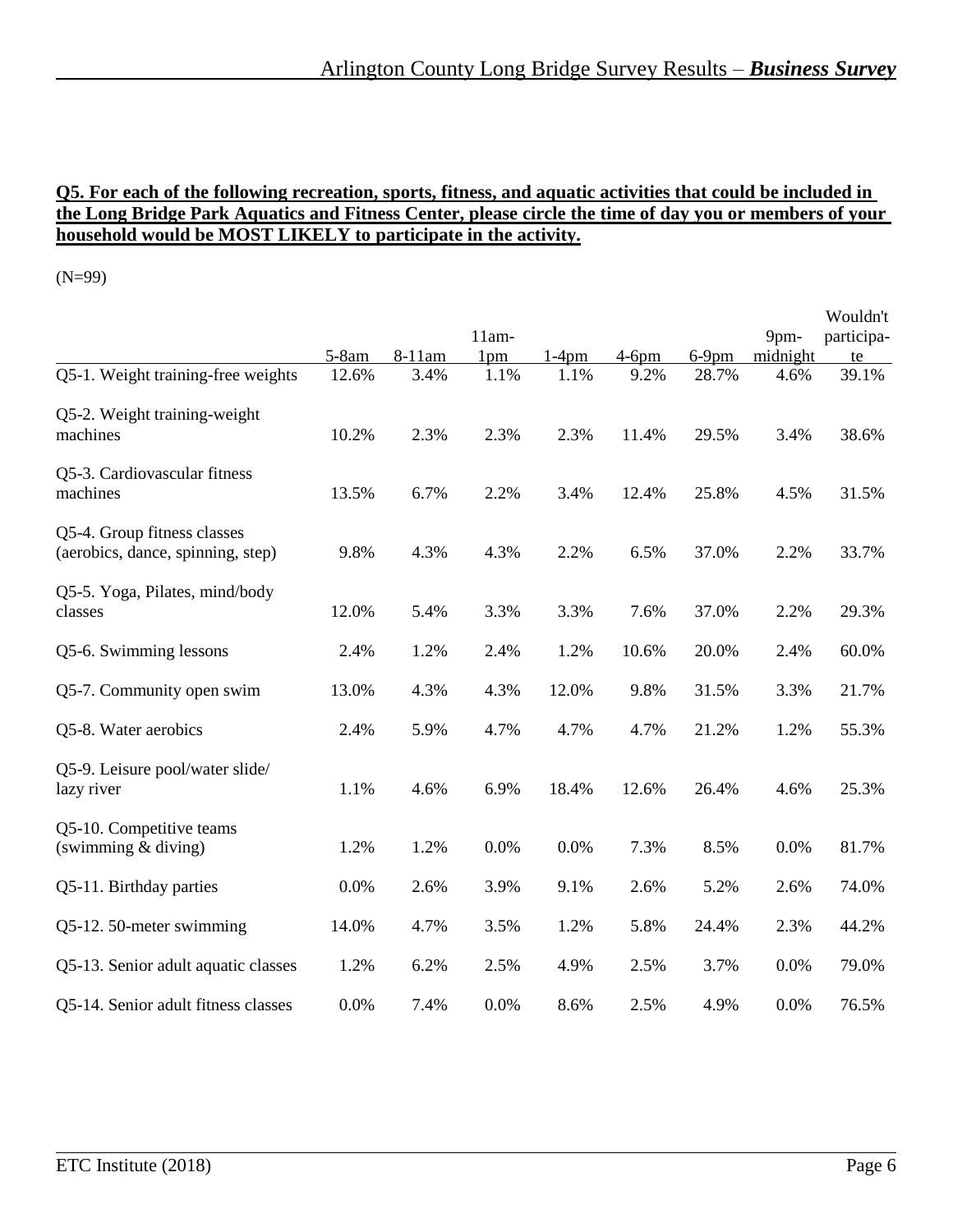**Q5. For each of the following recreation, sports, fitness, and aquatic activities that could be included in the Long Bridge Park Aquatics and Fitness Center, please circle the time of day you or members of your household would be MOST LIKELY to participate in the activity.**

(N=99)

| | 5-8am | 8-11am | 11am-1pm | 1-4pm | 4-6pm | 6-9pm | 9pm-midnight | Wouldn't participate |
|---|---|---|---|---|---|---|---|---|
| Q5-1. Weight training-free weights | 12.6% | 3.4% | 1.1% | 1.1% | 9.2% | 28.7% | 4.6% | 39.1% |
| Q5-2. Weight training-weight machines | 10.2% | 2.3% | 2.3% | 2.3% | 11.4% | 29.5% | 3.4% | 38.6% |
| Q5-3. Cardiovascular fitness machines | 13.5% | 6.7% | 2.2% | 3.4% | 12.4% | 25.8% | 4.5% | 31.5% |
| Q5-4. Group fitness classes (aerobics, dance, spinning, step) | 9.8% | 4.3% | 4.3% | 2.2% | 6.5% | 37.0% | 2.2% | 33.7% |
| Q5-5. Yoga, Pilates, mind/body classes | 12.0% | 5.4% | 3.3% | 3.3% | 7.6% | 37.0% | 2.2% | 29.3% |
| Q5-6. Swimming lessons | 2.4% | 1.2% | 2.4% | 1.2% | 10.6% | 20.0% | 2.4% | 60.0% |
| Q5-7. Community open swim | 13.0% | 4.3% | 4.3% | 12.0% | 9.8% | 31.5% | 3.3% | 21.7% |
| Q5-8. Water aerobics | 2.4% | 5.9% | 4.7% | 4.7% | 4.7% | 21.2% | 1.2% | 55.3% |
| Q5-9. Leisure pool/water slide/ lazy river | 1.1% | 4.6% | 6.9% | 18.4% | 12.6% | 26.4% | 4.6% | 25.3% |
| Q5-10. Competitive teams (swimming & diving) | 1.2% | 1.2% | 0.0% | 0.0% | 7.3% | 8.5% | 0.0% | 81.7% |
| Q5-11. Birthday parties | 0.0% | 2.6% | 3.9% | 9.1% | 2.6% | 5.2% | 2.6% | 74.0% |
| Q5-12. 50-meter swimming | 14.0% | 4.7% | 3.5% | 1.2% | 5.8% | 24.4% | 2.3% | 44.2% |
| Q5-13. Senior adult aquatic classes | 1.2% | 6.2% | 2.5% | 4.9% | 2.5% | 3.7% | 0.0% | 79.0% |
| Q5-14. Senior adult fitness classes | 0.0% | 7.4% | 0.0% | 8.6% | 2.5% | 4.9% | 0.0% | 76.5% |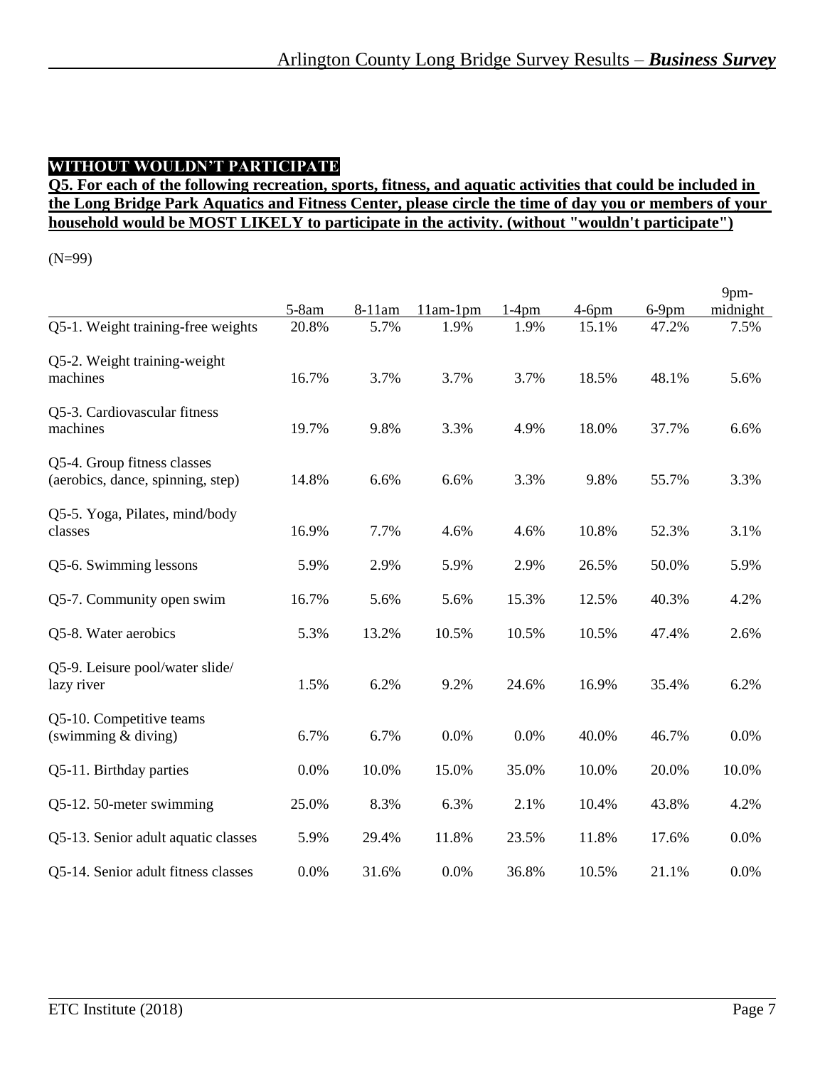**WITHOUT WOULDN'T PARTICIPATE**

**Q5. For each of the following recreation, sports, fitness, and aquatic activities that could be included in the Long Bridge Park Aquatics and Fitness Center, please circle the time of day you or members of your household would be MOST LIKELY to participate in the activity. (without "wouldn't participate")**

(N=99)

| | 5-8am | 8-11am | 11am-1pm | 1-4pm | 4-6pm | 6-9pm | 9pm-midnight |
|---|---|---|---|---|---|---|---|
| Q5-1. Weight training-free weights | 20.8% | 5.7% | 1.9% | 1.9% | 15.1% | 47.2% | 7.5% |
| Q5-2. Weight training-weight machines | 16.7% | 3.7% | 3.7% | 3.7% | 18.5% | 48.1% | 5.6% |
| Q5-3. Cardiovascular fitness machines | 19.7% | 9.8% | 3.3% | 4.9% | 18.0% | 37.7% | 6.6% |
| Q5-4. Group fitness classes (aerobics, dance, spinning, step) | 14.8% | 6.6% | 6.6% | 3.3% | 9.8% | 55.7% | 3.3% |
| Q5-5. Yoga, Pilates, mind/body classes | 16.9% | 7.7% | 4.6% | 4.6% | 10.8% | 52.3% | 3.1% |
| Q5-6. Swimming lessons | 5.9% | 2.9% | 5.9% | 2.9% | 26.5% | 50.0% | 5.9% |
| Q5-7. Community open swim | 16.7% | 5.6% | 5.6% | 15.3% | 12.5% | 40.3% | 4.2% |
| Q5-8. Water aerobics | 5.3% | 13.2% | 10.5% | 10.5% | 10.5% | 47.4% | 2.6% |
| Q5-9. Leisure pool/water slide/ lazy river | 1.5% | 6.2% | 9.2% | 24.6% | 16.9% | 35.4% | 6.2% |
| Q5-10. Competitive teams (swimming & diving) | 6.7% | 6.7% | 0.0% | 0.0% | 40.0% | 46.7% | 0.0% |
| Q5-11. Birthday parties | 0.0% | 10.0% | 15.0% | 35.0% | 10.0% | 20.0% | 10.0% |
| Q5-12. 50-meter swimming | 25.0% | 8.3% | 6.3% | 2.1% | 10.4% | 43.8% | 4.2% |
| Q5-13. Senior adult aquatic classes | 5.9% | 29.4% | 11.8% | 23.5% | 11.8% | 17.6% | 0.0% |
| Q5-14. Senior adult fitness classes | 0.0% | 31.6% | 0.0% | 36.8% | 10.5% | 21.1% | 0.0% |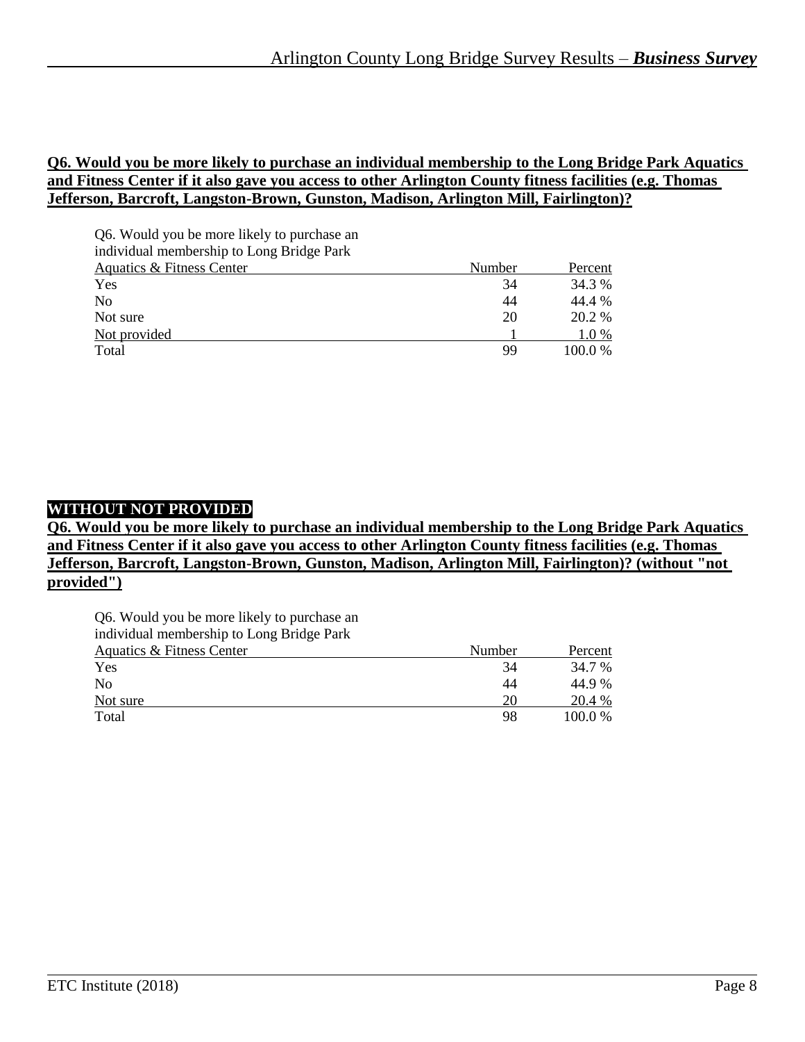**Q6. Would you be more likely to purchase an individual membership to the Long Bridge Park Aquatics and Fitness Center if it also gave you access to other Arlington County fitness facilities (e.g. Thomas Jefferson, Barcroft, Langston-Brown, Gunston, Madison, Arlington Mill, Fairlington)?**

| Q6. Would you be more likely to purchase an individual membership to Long Bridge Park Aquatics & Fitness Center | Number | Percent |
|---|---|---|
| Yes | 34 | 34.3 % |
| No | 44 | 44.4 % |
| Not sure | 20 | 20.2 % |
| Not provided | 1 | 1.0 % |
| Total | 99 | 100.0 % |

**WITHOUT NOT PROVIDED**

**Q6. Would you be more likely to purchase an individual membership to the Long Bridge Park Aquatics and Fitness Center if it also gave you access to other Arlington County fitness facilities (e.g. Thomas Jefferson, Barcroft, Langston-Brown, Gunston, Madison, Arlington Mill, Fairlington)? (without "not provided")**

| Q6. Would you be more likely to purchase an individual membership to Long Bridge Park Aquatics & Fitness Center | Number | Percent |
|---|---|---|
| Yes | 34 | 34.7 % |
| No | 44 | 44.9 % |
| Not sure | 20 | 20.4 % |
| Total | 98 | 100.0 % |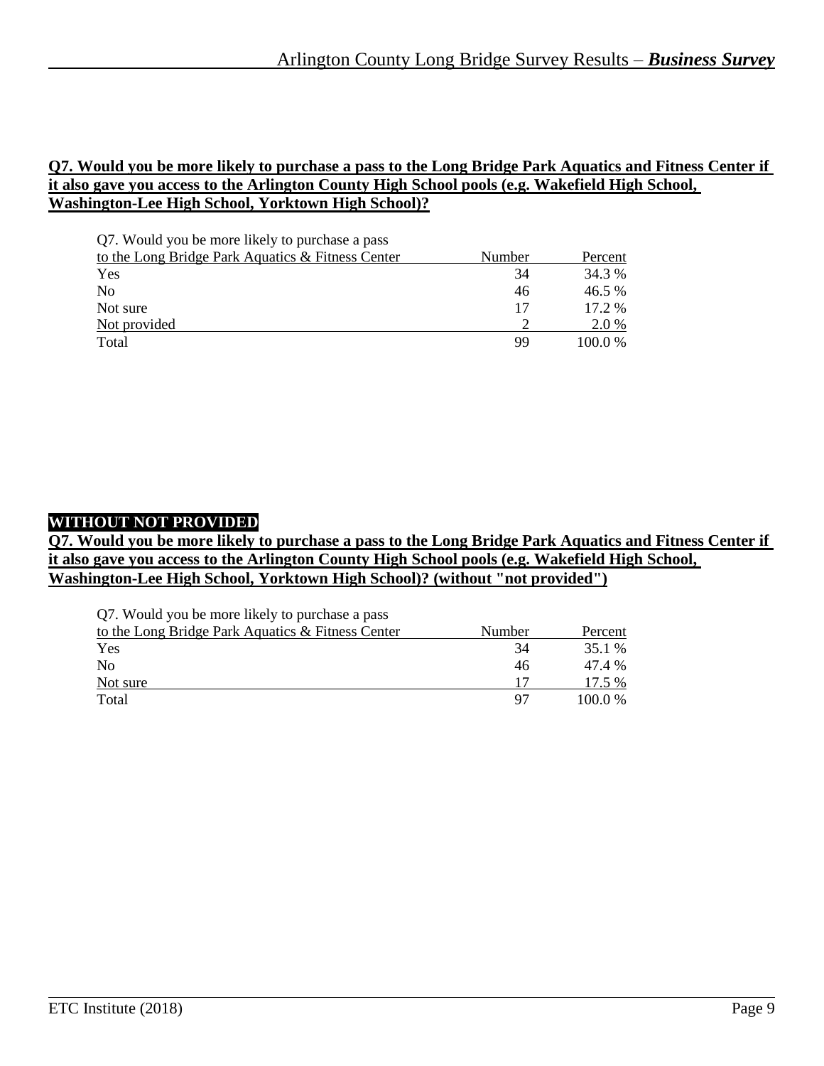**Q7. Would you be more likely to purchase a pass to the Long Bridge Park Aquatics and Fitness Center if it also gave you access to the Arlington County High School pools (e.g. Wakefield High School, Washington-Lee High School, Yorktown High School)?**

| Q7. Would you be more likely to purchase a pass to the Long Bridge Park Aquatics & Fitness Center | Number | Percent |
|---|---|---|
| Yes | 34 | 34.3 % |
| No | 46 | 46.5 % |
| Not sure | 17 | 17.2 % |
| Not provided | 2 | 2.0 % |
| Total | 99 | 100.0 % |

**WITHOUT NOT PROVIDED**

**Q7. Would you be more likely to purchase a pass to the Long Bridge Park Aquatics and Fitness Center if it also gave you access to the Arlington County High School pools (e.g. Wakefield High School, Washington-Lee High School, Yorktown High School)? (without "not provided")**

| Q7. Would you be more likely to purchase a pass to the Long Bridge Park Aquatics & Fitness Center | Number | Percent |
|---|---|---|
| Yes | 34 | 35.1 % |
| No | 46 | 47.4 % |
| Not sure | 17 | 17.5 % |
| Total | 97 | 100.0 % |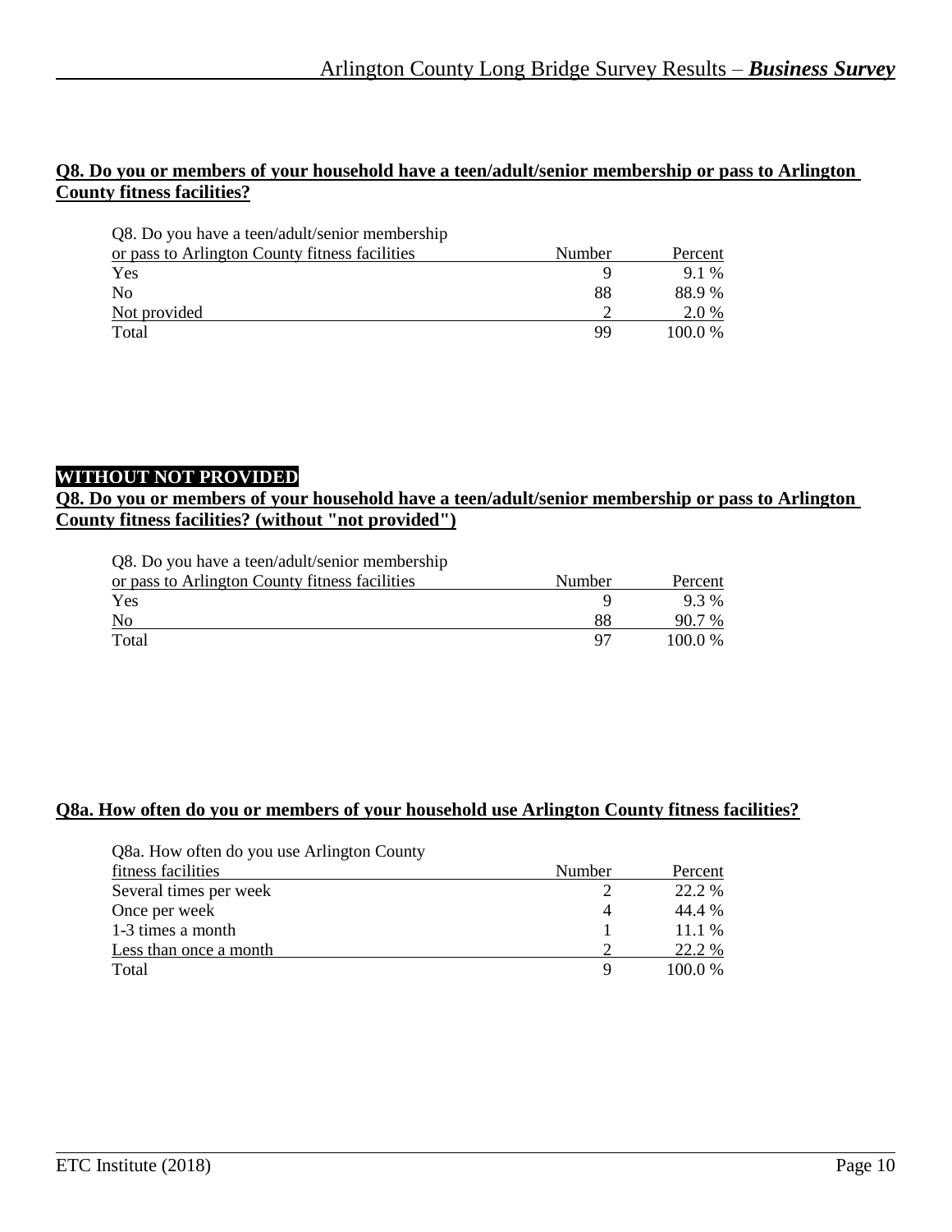**Q8. Do you or members of your household have a teen/adult/senior membership or pass to Arlington County fitness facilities?**

| Q8. Do you have a teen/adult/senior membership or pass to Arlington County fitness facilities | Number | Percent |
|---|---|---|
| Yes | 9 | 9.1 % |
| No | 88 | 88.9 % |
| Not provided | 2 | 2.0 % |
| Total | 99 | 100.0 % |

**WITHOUT NOT PROVIDED**

**Q8. Do you or members of your household have a teen/adult/senior membership or pass to Arlington County fitness facilities? (without "not provided")**

| Q8. Do you have a teen/adult/senior membership or pass to Arlington County fitness facilities | Number | Percent |
|---|---|---|
| Yes | 9 | 9.3 % |
| No | 88 | 90.7 % |
| Total | 97 | 100.0 % |

**Q8a. How often do you or members of your household use Arlington County fitness facilities?**

| Q8a. How often do you use Arlington County fitness facilities | Number | Percent |
|---|---|---|
| Several times per week | 2 | 22.2 % |
| Once per week | 4 | 44.4 % |
| 1-3 times a month | 1 | 11.1 % |
| Less than once a month | 2 | 22.2 % |
| Total | 9 | 100.0 % |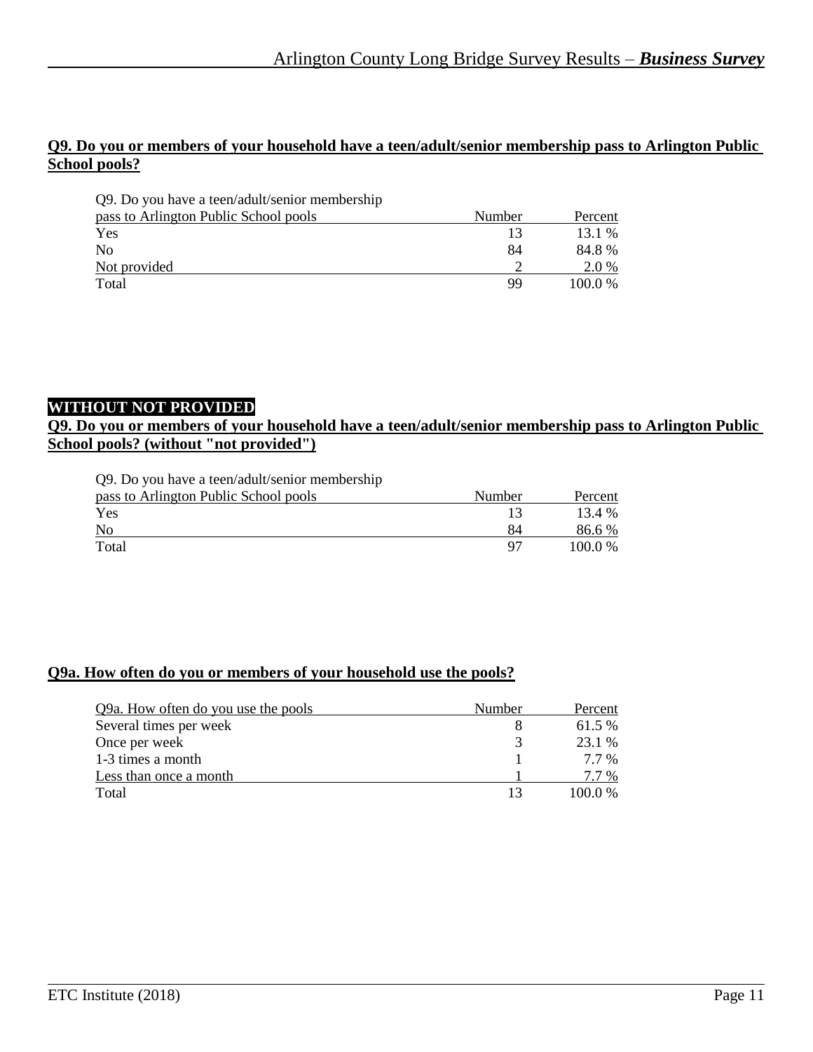## Q9. Do you or members of your household have a teen/adult/senior membership pass to Arlington Public School pools?

| Q9. Do you have a teen/adult/senior membership pass to Arlington Public School pools | Number | Percent |
|---|---|---|
| Yes | 13 | 13.1 % |
| No | 84 | 84.8 % |
| Not provided | 2 | 2.0 % |
| Total | 99 | 100.0 % |

**WITHOUT NOT PROVIDED**

## Q9. Do you or members of your household have a teen/adult/senior membership pass to Arlington Public School pools? (without "not provided")

| Q9. Do you have a teen/adult/senior membership pass to Arlington Public School pools | Number | Percent |
|---|---|---|
| Yes | 13 | 13.4 % |
| No | 84 | 86.6 % |
| Total | 97 | 100.0 % |

## Q9a. How often do you or members of your household use the pools?

| Q9a. How often do you use the pools | Number | Percent |
|---|---|---|
| Several times per week | 8 | 61.5 % |
| Once per week | 3 | 23.1 % |
| 1-3 times a month | 1 | 7.7 % |
| Less than once a month | 1 | 7.7 % |
| Total | 13 | 100.0 % |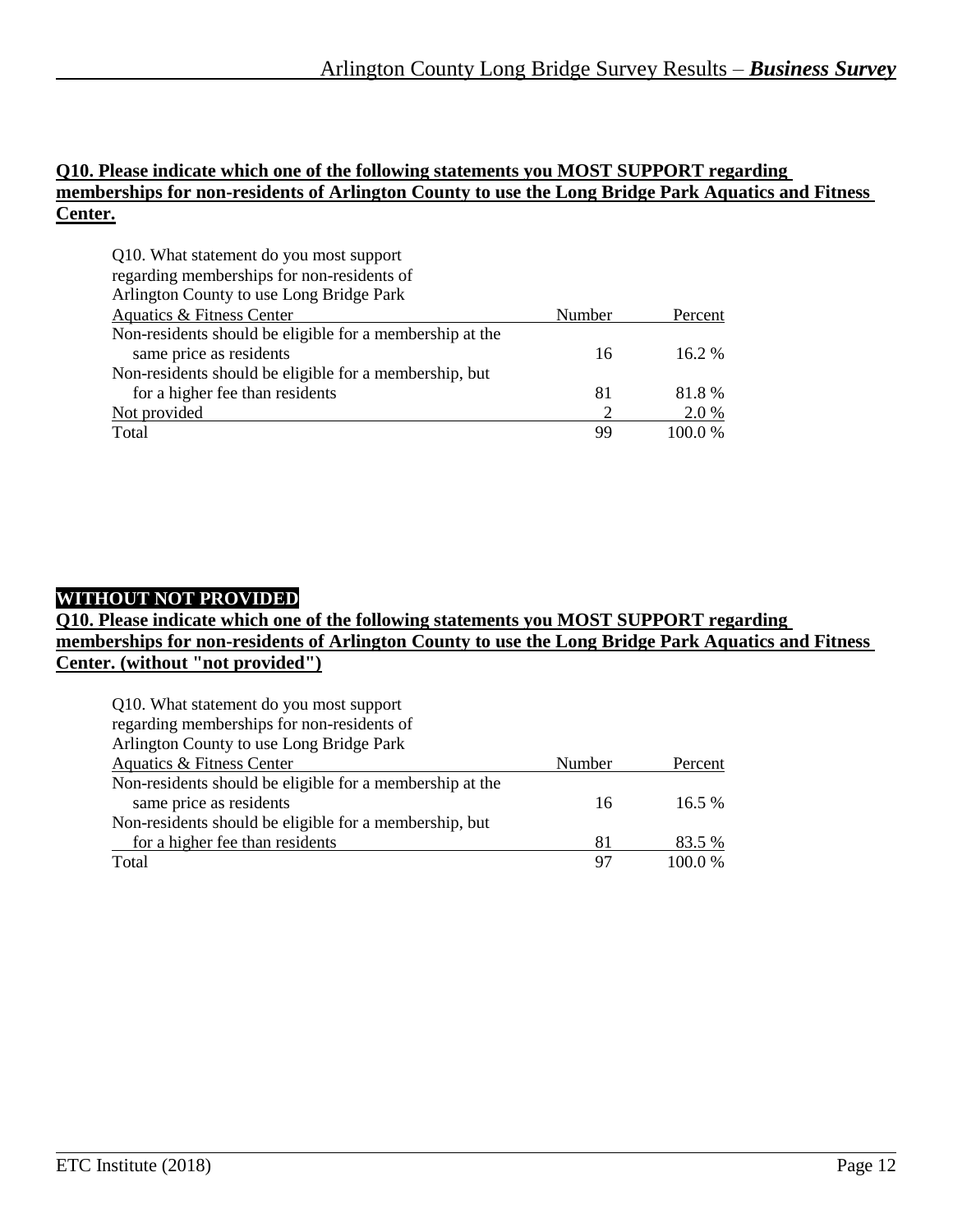**Q10. Please indicate which one of the following statements you MOST SUPPORT regarding memberships for non-residents of Arlington County to use the Long Bridge Park Aquatics and Fitness Center.**

| Q10. What statement do you most support regarding memberships for non-residents of Arlington County to use Long Bridge Park Aquatics & Fitness Center | Number | Percent |
|---|---|---|
| Non-residents should be eligible for a membership at the same price as residents | 16 | 16.2 % |
| Non-residents should be eligible for a membership, but for a higher fee than residents | 81 | 81.8 % |
| Not provided | 2 | 2.0 % |
| Total | 99 | 100.0 % |

**WITHOUT NOT PROVIDED**

**Q10. Please indicate which one of the following statements you MOST SUPPORT regarding memberships for non-residents of Arlington County to use the Long Bridge Park Aquatics and Fitness Center. (without "not provided")**

| Q10. What statement do you most support regarding memberships for non-residents of Arlington County to use Long Bridge Park Aquatics & Fitness Center | Number | Percent |
|---|---|---|
| Non-residents should be eligible for a membership at the same price as residents | 16 | 16.5 % |
| Non-residents should be eligible for a membership, but for a higher fee than residents | 81 | 83.5 % |
| Total | 97 | 100.0 % |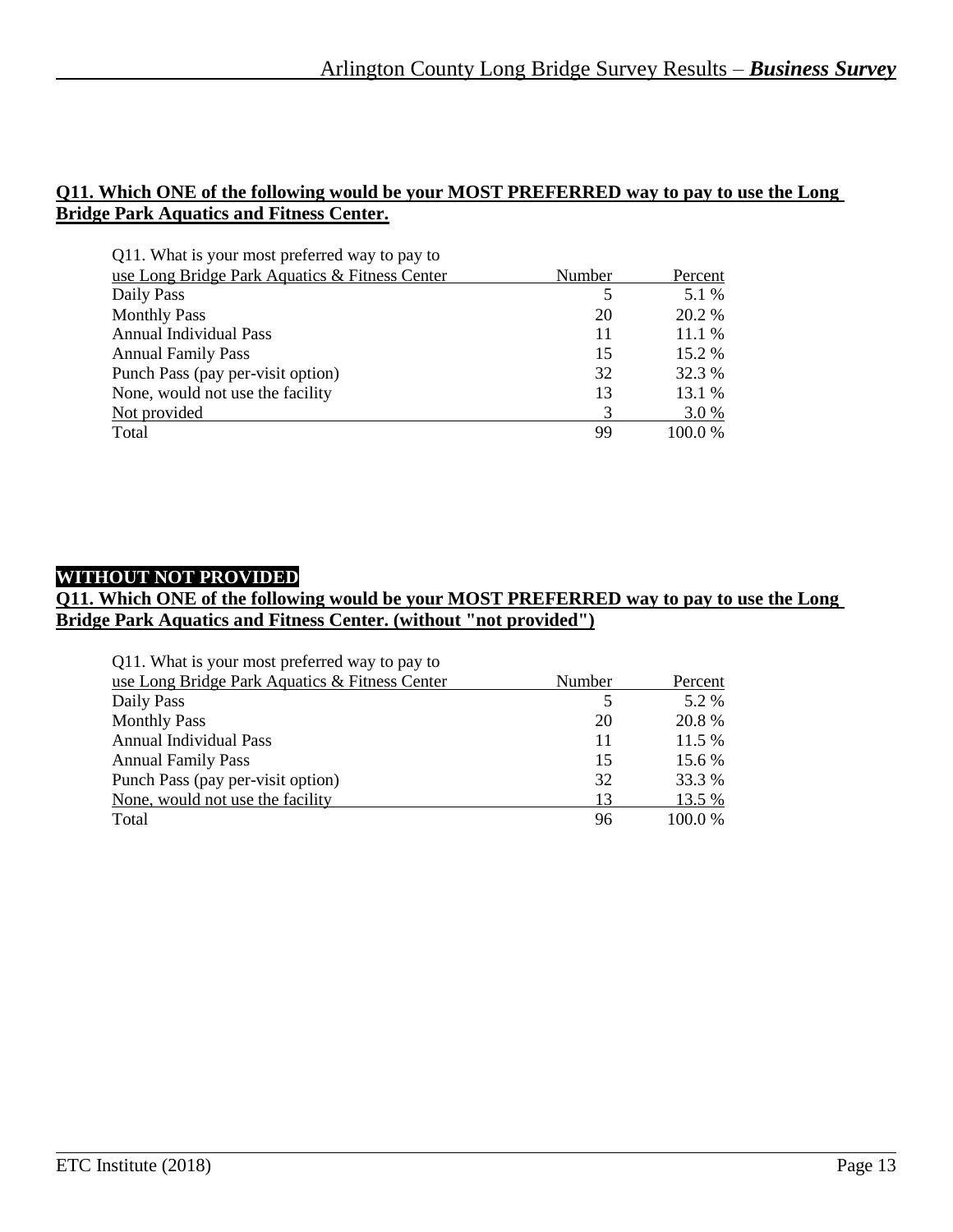**Q11. Which ONE of the following would be your MOST PREFERRED way to pay to use the Long Bridge Park Aquatics and Fitness Center.**

| Q11. What is your most preferred way to pay to use Long Bridge Park Aquatics & Fitness Center | Number | Percent |
|---|---|---|
| Daily Pass | 5 | 5.1 % |
| Monthly Pass | 20 | 20.2 % |
| Annual Individual Pass | 11 | 11.1 % |
| Annual Family Pass | 15 | 15.2 % |
| Punch Pass (pay per-visit option) | 32 | 32.3 % |
| None, would not use the facility | 13 | 13.1 % |
| Not provided | 3 | 3.0 % |
| Total | 99 | 100.0 % |

**WITHOUT NOT PROVIDED**

**Q11. Which ONE of the following would be your MOST PREFERRED way to pay to use the Long Bridge Park Aquatics and Fitness Center. (without "not provided")**

| Q11. What is your most preferred way to pay to use Long Bridge Park Aquatics & Fitness Center | Number | Percent |
|---|---|---|
| Daily Pass | 5 | 5.2 % |
| Monthly Pass | 20 | 20.8 % |
| Annual Individual Pass | 11 | 11.5 % |
| Annual Family Pass | 15 | 15.6 % |
| Punch Pass (pay per-visit option) | 32 | 33.3 % |
| None, would not use the facility | 13 | 13.5 % |
| Total | 96 | 100.0 % |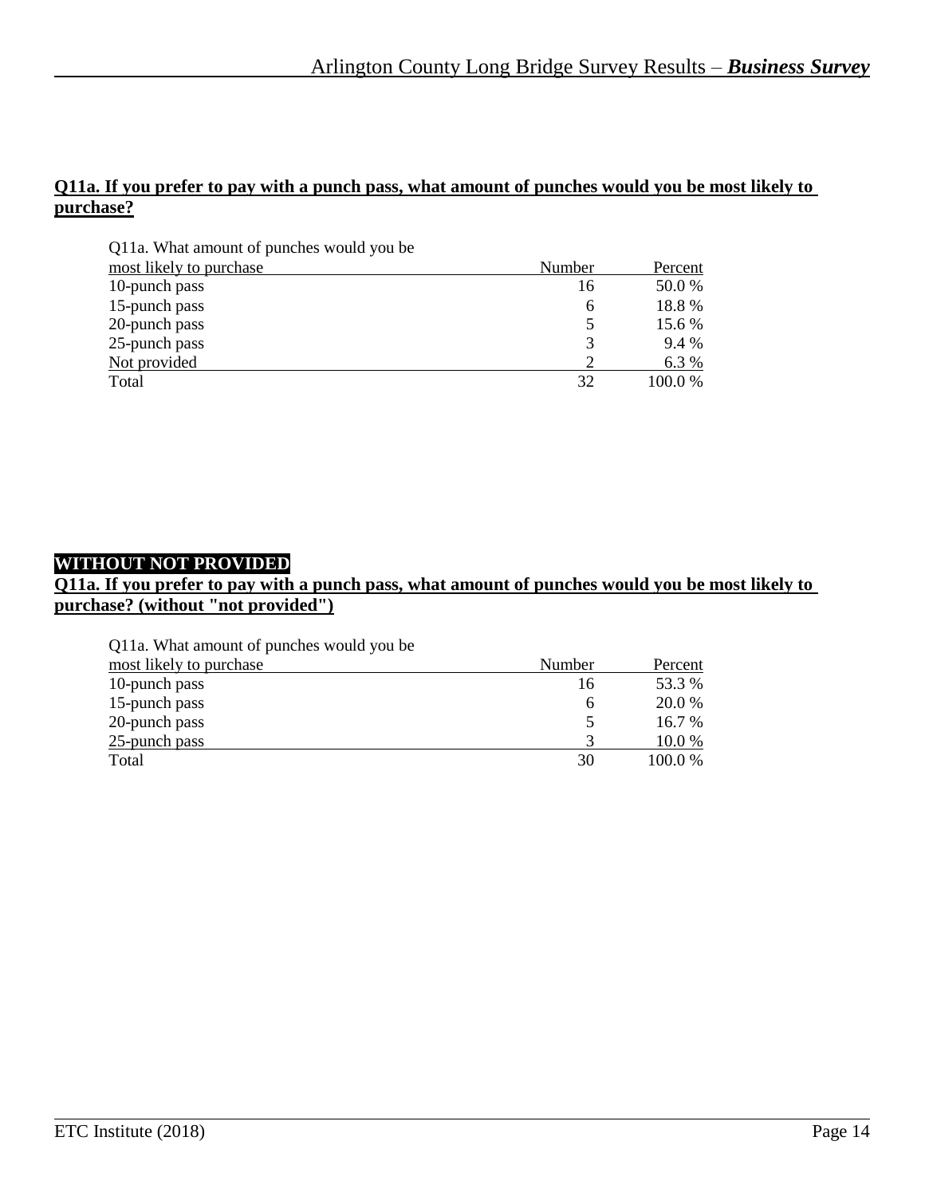**Q11a. If you prefer to pay with a punch pass, what amount of punches would you be most likely to purchase?**

| Q11a. What amount of punches would you be most likely to purchase | Number | Percent |
|---|---|---|
| 10-punch pass | 16 | 50.0 % |
| 15-punch pass | 6 | 18.8 % |
| 20-punch pass | 5 | 15.6 % |
| 25-punch pass | 3 | 9.4 % |
| Not provided | 2 | 6.3 % |
| Total | 32 | 100.0 % |

**WITHOUT NOT PROVIDED**

**Q11a. If you prefer to pay with a punch pass, what amount of punches would you be most likely to purchase? (without "not provided")**

| Q11a. What amount of punches would you be most likely to purchase | Number | Percent |
|---|---|---|
| 10-punch pass | 16 | 53.3 % |
| 15-punch pass | 6 | 20.0 % |
| 20-punch pass | 5 | 16.7 % |
| 25-punch pass | 3 | 10.0 % |
| Total | 30 | 100.0 % |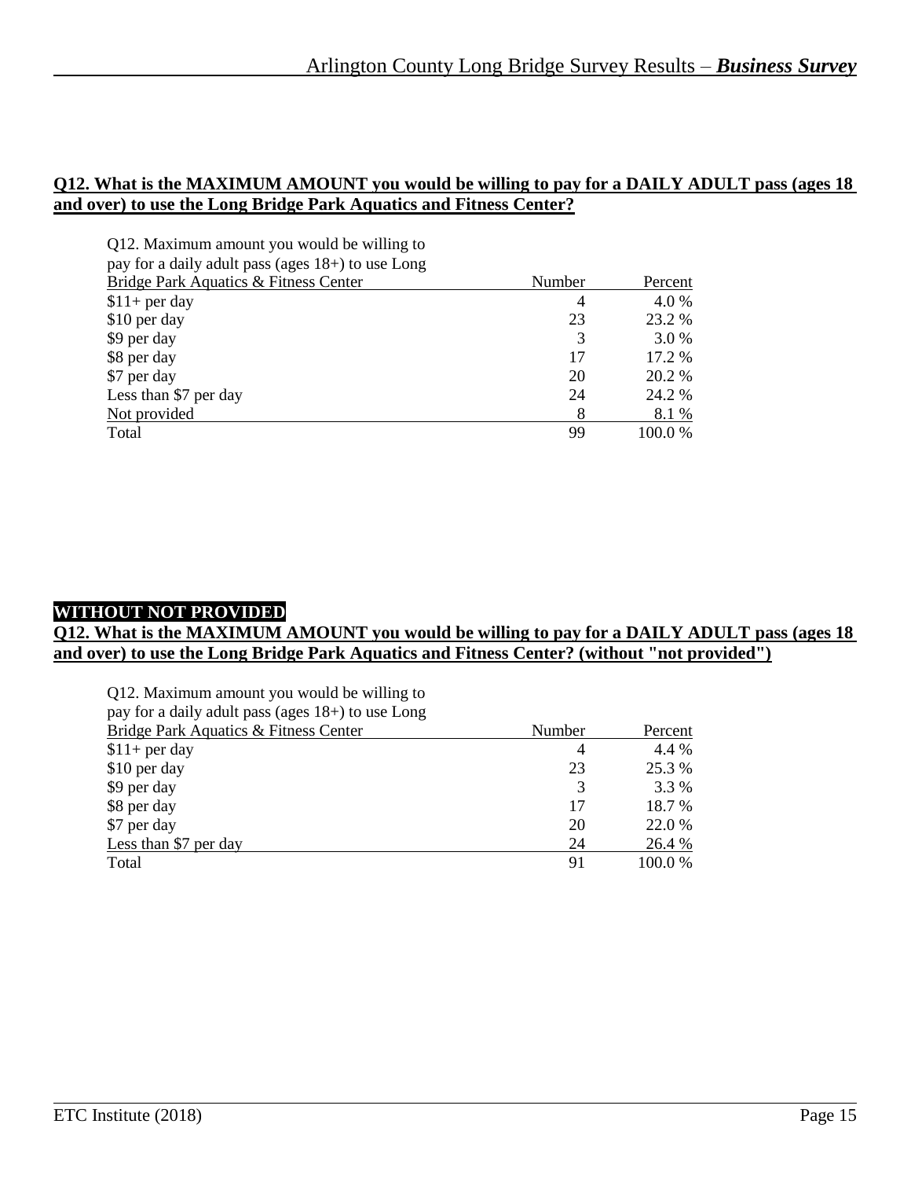**Q12. What is the MAXIMUM AMOUNT you would be willing to pay for a DAILY ADULT pass (ages 18 and over) to use the Long Bridge Park Aquatics and Fitness Center?**

| Q12. Maximum amount you would be willing to pay for a daily adult pass (ages 18+) to use Long Bridge Park Aquatics & Fitness Center | Number | Percent |
|---|---|---|
| $11+ per day | 4 | 4.0 % |
| $10 per day | 23 | 23.2 % |
| $9 per day | 3 | 3.0 % |
| $8 per day | 17 | 17.2 % |
| $7 per day | 20 | 20.2 % |
| Less than $7 per day | 24 | 24.2 % |
| Not provided | 8 | 8.1 % |
| Total | 99 | 100.0 % |

**WITHOUT NOT PROVIDED**

**Q12. What is the MAXIMUM AMOUNT you would be willing to pay for a DAILY ADULT pass (ages 18 and over) to use the Long Bridge Park Aquatics and Fitness Center? (without "not provided")**

| Q12. Maximum amount you would be willing to pay for a daily adult pass (ages 18+) to use Long Bridge Park Aquatics & Fitness Center | Number | Percent |
|---|---|---|
| $11+ per day | 4 | 4.4 % |
| $10 per day | 23 | 25.3 % |
| $9 per day | 3 | 3.3 % |
| $8 per day | 17 | 18.7 % |
| $7 per day | 20 | 22.0 % |
| Less than $7 per day | 24 | 26.4 % |
| Total | 91 | 100.0 % |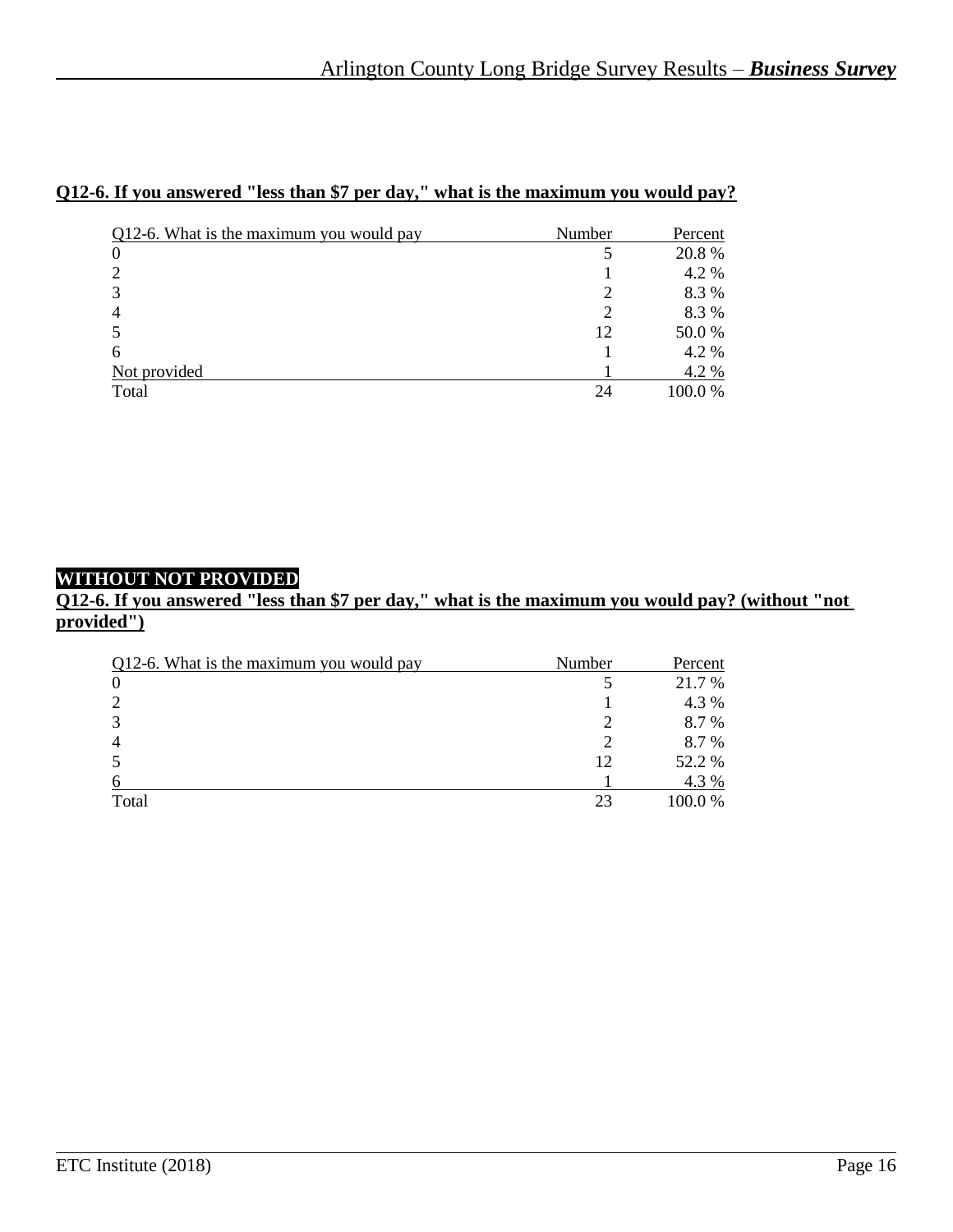**Q12-6. If you answered "less than $7 per day," what is the maximum you would pay?**

| Q12-6. What is the maximum you would pay | Number | Percent |
|---|---|---|
| 0 | 5 | 20.8 % |
| 2 | 1 | 4.2 % |
| 3 | 2 | 8.3 % |
| 4 | 2 | 8.3 % |
| 5 | 12 | 50.0 % |
| 6 | 1 | 4.2 % |
| Not provided | 1 | 4.2 % |
| Total | 24 | 100.0 % |

**WITHOUT NOT PROVIDED**

**Q12-6. If you answered "less than $7 per day," what is the maximum you would pay? (without "not provided")**

| Q12-6. What is the maximum you would pay | Number | Percent |
|---|---|---|
| 0 | 5 | 21.7 % |
| 2 | 1 | 4.3 % |
| 3 | 2 | 8.7 % |
| 4 | 2 | 8.7 % |
| 5 | 12 | 52.2 % |
| 6 | 1 | 4.3 % |
| Total | 23 | 100.0 % |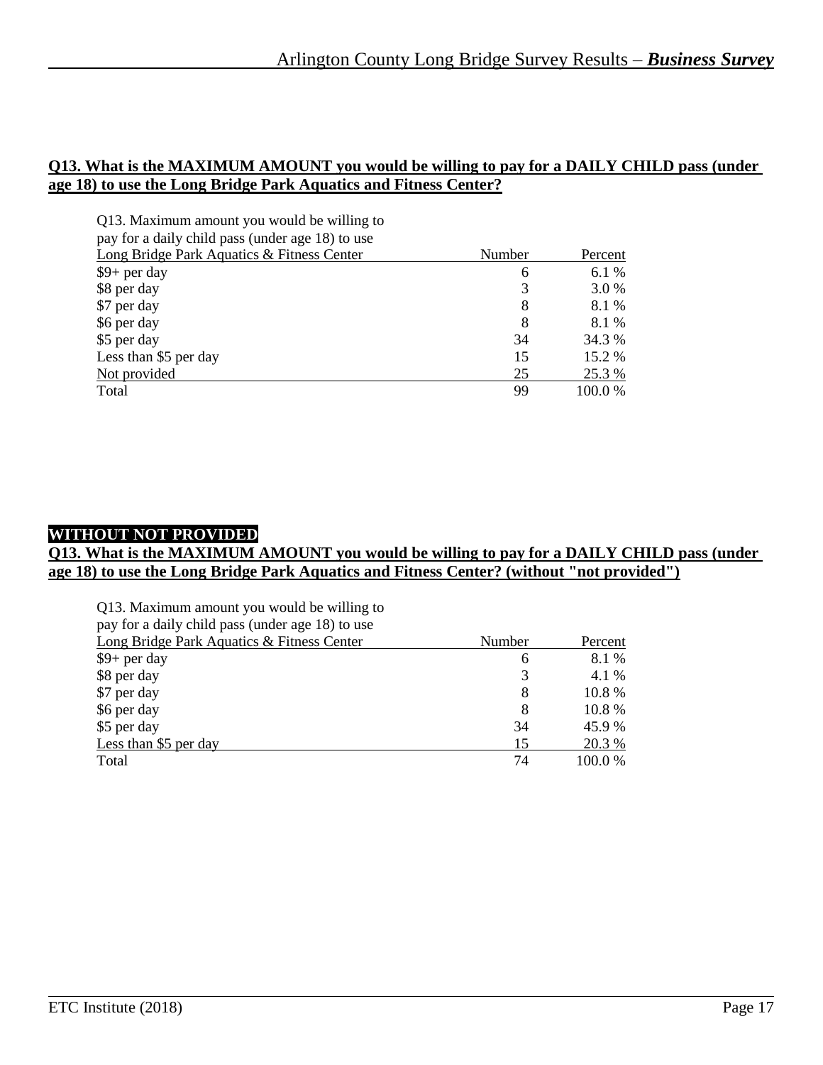**Q13. What is the MAXIMUM AMOUNT you would be willing to pay for a DAILY CHILD pass (under age 18) to use the Long Bridge Park Aquatics and Fitness Center?**

| Q13. Maximum amount you would be willing to pay for a daily child pass (under age 18) to use Long Bridge Park Aquatics & Fitness Center | Number | Percent |
|---|---|---|
| $9+ per day | 6 | 6.1 % |
| $8 per day | 3 | 3.0 % |
| $7 per day | 8 | 8.1 % |
| $6 per day | 8 | 8.1 % |
| $5 per day | 34 | 34.3 % |
| Less than $5 per day | 15 | 15.2 % |
| Not provided | 25 | 25.3 % |
| Total | 99 | 100.0 % |

**WITHOUT NOT PROVIDED**

**Q13. What is the MAXIMUM AMOUNT you would be willing to pay for a DAILY CHILD pass (under age 18) to use the Long Bridge Park Aquatics and Fitness Center? (without "not provided")**

| Q13. Maximum amount you would be willing to pay for a daily child pass (under age 18) to use Long Bridge Park Aquatics & Fitness Center | Number | Percent |
|---|---|---|
| $9+ per day | 6 | 8.1 % |
| $8 per day | 3 | 4.1 % |
| $7 per day | 8 | 10.8 % |
| $6 per day | 8 | 10.8 % |
| $5 per day | 34 | 45.9 % |
| Less than $5 per day | 15 | 20.3 % |
| Total | 74 | 100.0 % |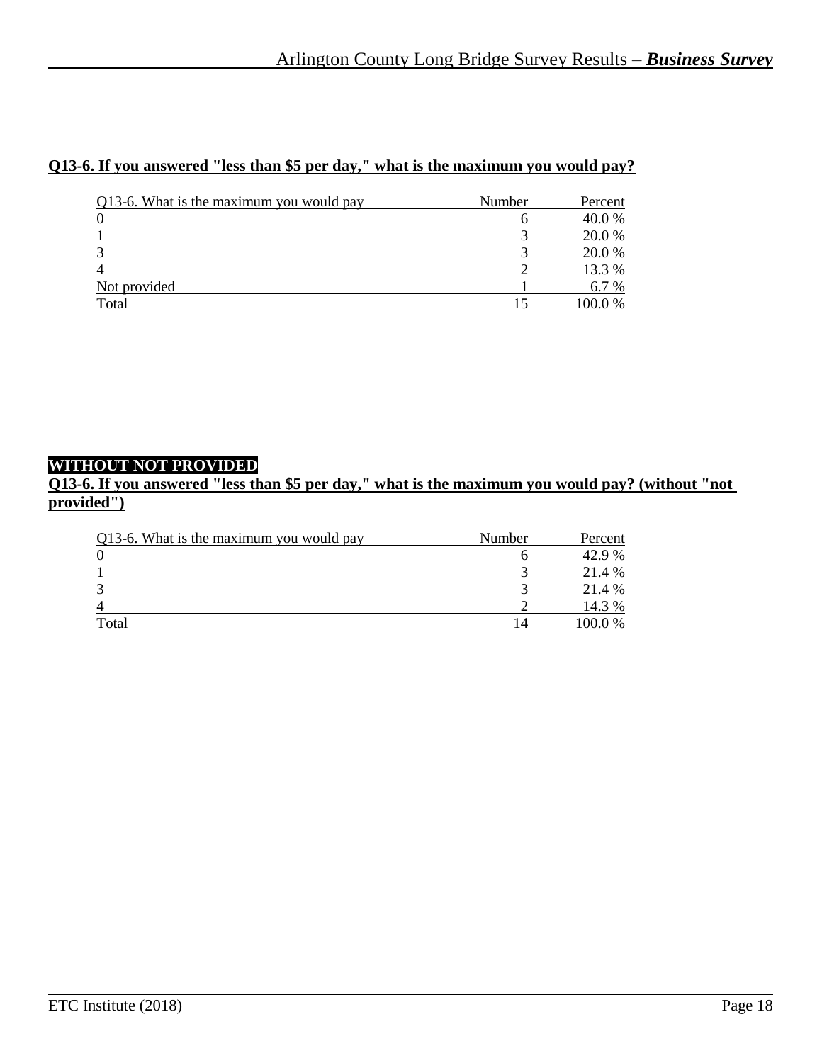**Q13-6. If you answered "less than $5 per day," what is the maximum you would pay?**

| Q13-6. What is the maximum you would pay | Number | Percent |
|---|---|---|
| 0 | 6 | 40.0 % |
| 1 | 3 | 20.0 % |
| 3 | 3 | 20.0 % |
| 4 | 2 | 13.3 % |
| Not provided | 1 | 6.7 % |
| Total | 15 | 100.0 % |

**WITHOUT NOT PROVIDED**

**Q13-6. If you answered "less than $5 per day," what is the maximum you would pay? (without "not provided")**

| Q13-6. What is the maximum you would pay | Number | Percent |
|---|---|---|
| 0 | 6 | 42.9 % |
| 1 | 3 | 21.4 % |
| 3 | 3 | 21.4 % |
| 4 | 2 | 14.3 % |
| Total | 14 | 100.0 % |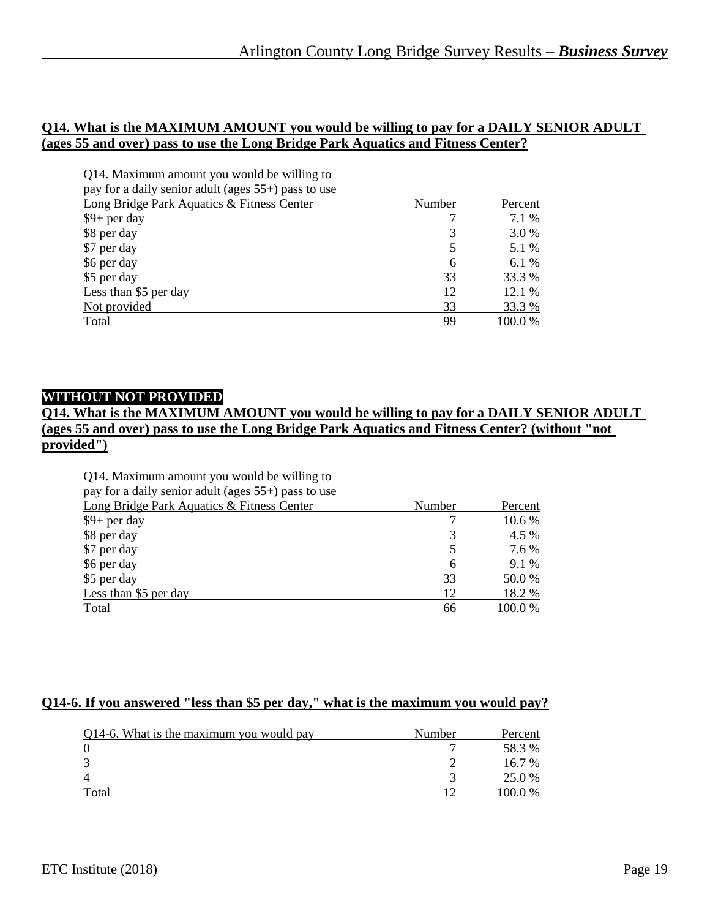**Q14. What is the MAXIMUM AMOUNT you would be willing to pay for a DAILY SENIOR ADULT (ages 55 and over) pass to use the Long Bridge Park Aquatics and Fitness Center?**

| Q14. Maximum amount you would be willing to pay for a daily senior adult (ages 55+) pass to use Long Bridge Park Aquatics & Fitness Center | Number | Percent |
|---|---|---|
| $9+ per day | 7 | 7.1 % |
| $8 per day | 3 | 3.0 % |
| $7 per day | 5 | 5.1 % |
| $6 per day | 6 | 6.1 % |
| $5 per day | 33 | 33.3 % |
| Less than $5 per day | 12 | 12.1 % |
| Not provided | 33 | 33.3 % |
| Total | 99 | 100.0 % |

**WITHOUT NOT PROVIDED**

**Q14. What is the MAXIMUM AMOUNT you would be willing to pay for a DAILY SENIOR ADULT (ages 55 and over) pass to use the Long Bridge Park Aquatics and Fitness Center? (without "not provided")**

| Q14. Maximum amount you would be willing to pay for a daily senior adult (ages 55+) pass to use Long Bridge Park Aquatics & Fitness Center | Number | Percent |
|---|---|---|
| $9+ per day | 7 | 10.6 % |
| $8 per day | 3 | 4.5 % |
| $7 per day | 5 | 7.6 % |
| $6 per day | 6 | 9.1 % |
| $5 per day | 33 | 50.0 % |
| Less than $5 per day | 12 | 18.2 % |
| Total | 66 | 100.0 % |

**Q14-6. If you answered "less than $5 per day," what is the maximum you would pay?**

| Q14-6. What is the maximum you would pay | Number | Percent |
|---|---|---|
| 0 | 7 | 58.3 % |
| 3 | 2 | 16.7 % |
| 4 | 3 | 25.0 % |
| Total | 12 | 100.0 % |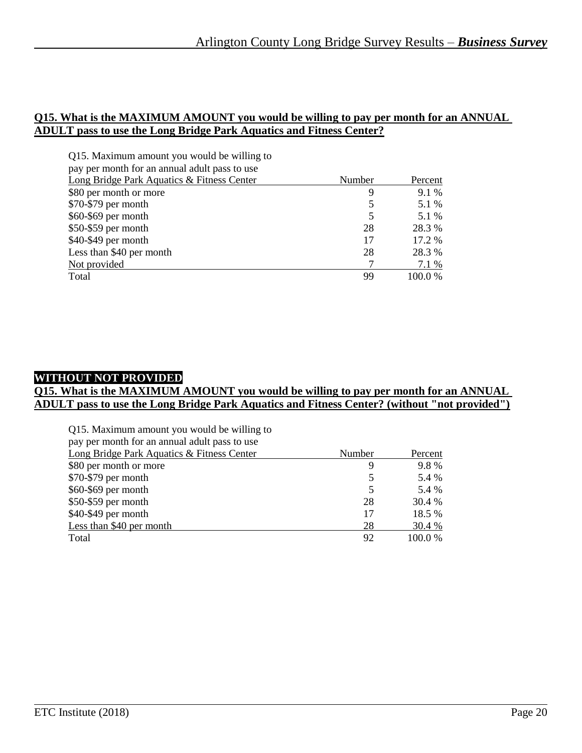**Q15. What is the MAXIMUM AMOUNT you would be willing to pay per month for an ANNUAL ADULT pass to use the Long Bridge Park Aquatics and Fitness Center?**

| Q15. Maximum amount you would be willing to pay per month for an annual adult pass to use Long Bridge Park Aquatics & Fitness Center | Number | Percent |
|---|---|---|
| $80 per month or more | 9 | 9.1 % |
| $70-$79 per month | 5 | 5.1 % |
| $60-$69 per month | 5 | 5.1 % |
| $50-$59 per month | 28 | 28.3 % |
| $40-$49 per month | 17 | 17.2 % |
| Less than $40 per month | 28 | 28.3 % |
| Not provided | 7 | 7.1 % |
| Total | 99 | 100.0 % |

**WITHOUT NOT PROVIDED**

**Q15. What is the MAXIMUM AMOUNT you would be willing to pay per month for an ANNUAL ADULT pass to use the Long Bridge Park Aquatics and Fitness Center? (without "not provided")**

| Q15. Maximum amount you would be willing to pay per month for an annual adult pass to use Long Bridge Park Aquatics & Fitness Center | Number | Percent |
|---|---|---|
| $80 per month or more | 9 | 9.8 % |
| $70-$79 per month | 5 | 5.4 % |
| $60-$69 per month | 5 | 5.4 % |
| $50-$59 per month | 28 | 30.4 % |
| $40-$49 per month | 17 | 18.5 % |
| Less than $40 per month | 28 | 30.4 % |
| Total | 92 | 100.0 % |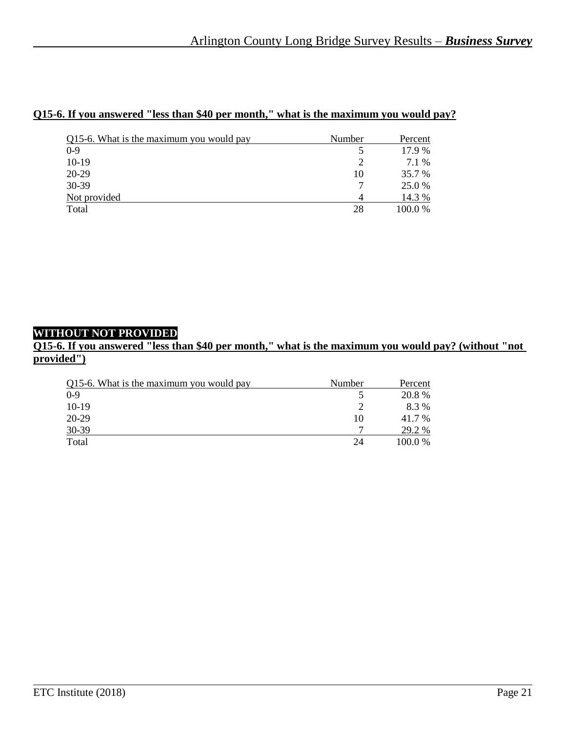**Q15-6. If you answered "less than $40 per month," what is the maximum you would pay?**

| Q15-6. What is the maximum you would pay | Number | Percent |
|---|---|---|
| 0-9 | 5 | 17.9 % |
| 10-19 | 2 | 7.1 % |
| 20-29 | 10 | 35.7 % |
| 30-39 | 7 | 25.0 % |
| Not provided | 4 | 14.3 % |
| Total | 28 | 100.0 % |

**WITHOUT NOT PROVIDED**

**Q15-6. If you answered "less than $40 per month," what is the maximum you would pay? (without "not provided")**

| Q15-6. What is the maximum you would pay | Number | Percent |
|---|---|---|
| 0-9 | 5 | 20.8 % |
| 10-19 | 2 | 8.3 % |
| 20-29 | 10 | 41.7 % |
| 30-39 | 7 | 29.2 % |
| Total | 24 | 100.0 % |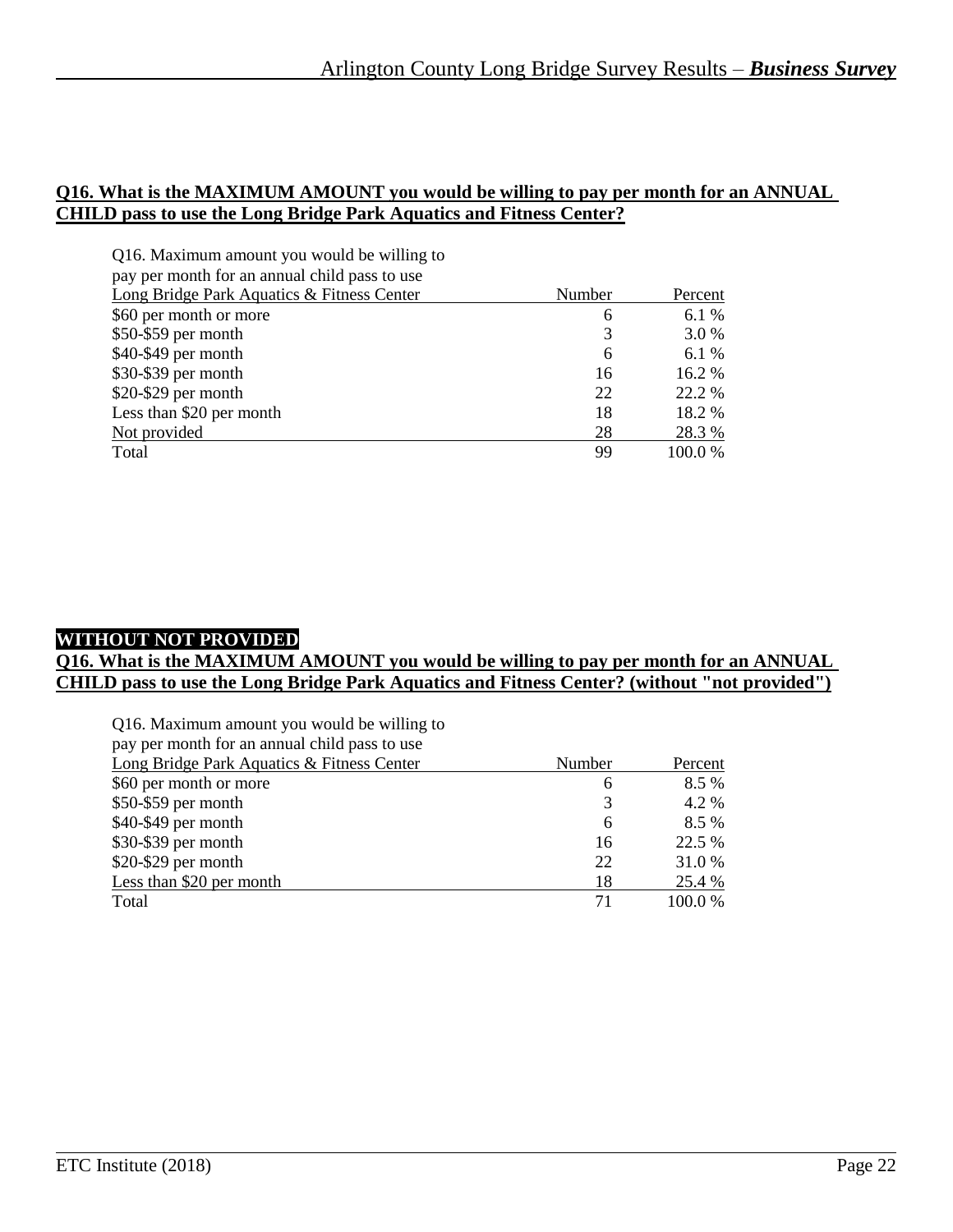**Q16. What is the MAXIMUM AMOUNT you would be willing to pay per month for an ANNUAL CHILD pass to use the Long Bridge Park Aquatics and Fitness Center?**

| Q16. Maximum amount you would be willing to pay per month for an annual child pass to use Long Bridge Park Aquatics & Fitness Center | Number | Percent |
|---|---|---|
| $60 per month or more | 6 | 6.1 % |
| $50-$59 per month | 3 | 3.0 % |
| $40-$49 per month | 6 | 6.1 % |
| $30-$39 per month | 16 | 16.2 % |
| $20-$29 per month | 22 | 22.2 % |
| Less than $20 per month | 18 | 18.2 % |
| Not provided | 28 | 28.3 % |
| Total | 99 | 100.0 % |

**WITHOUT NOT PROVIDED**

**Q16. What is the MAXIMUM AMOUNT you would be willing to pay per month for an ANNUAL CHILD pass to use the Long Bridge Park Aquatics and Fitness Center? (without "not provided")**

| Q16. Maximum amount you would be willing to pay per month for an annual child pass to use Long Bridge Park Aquatics & Fitness Center | Number | Percent |
|---|---|---|
| $60 per month or more | 6 | 8.5 % |
| $50-$59 per month | 3 | 4.2 % |
| $40-$49 per month | 6 | 8.5 % |
| $30-$39 per month | 16 | 22.5 % |
| $20-$29 per month | 22 | 31.0 % |
| Less than $20 per month | 18 | 25.4 % |
| Total | 71 | 100.0 % |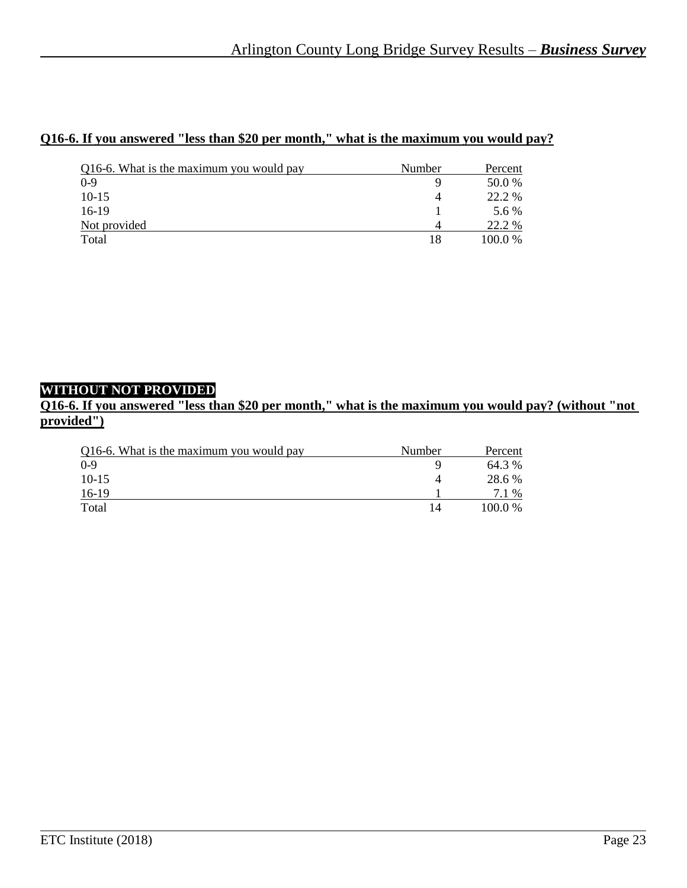**Q16-6. If you answered "less than $20 per month," what is the maximum you would pay?**

| Q16-6. What is the maximum you would pay | Number | Percent |
|---|---|---|
| 0-9 | 9 | 50.0 % |
| 10-15 | 4 | 22.2 % |
| 16-19 | 1 | 5.6 % |
| Not provided | 4 | 22.2 % |
| Total | 18 | 100.0 % |

**WITHOUT NOT PROVIDED**

**Q16-6. If you answered "less than $20 per month," what is the maximum you would pay? (without "not provided")**

| Q16-6. What is the maximum you would pay | Number | Percent |
|---|---|---|
| 0-9 | 9 | 64.3 % |
| 10-15 | 4 | 28.6 % |
| 16-19 | 1 | 7.1 % |
| Total | 14 | 100.0 % |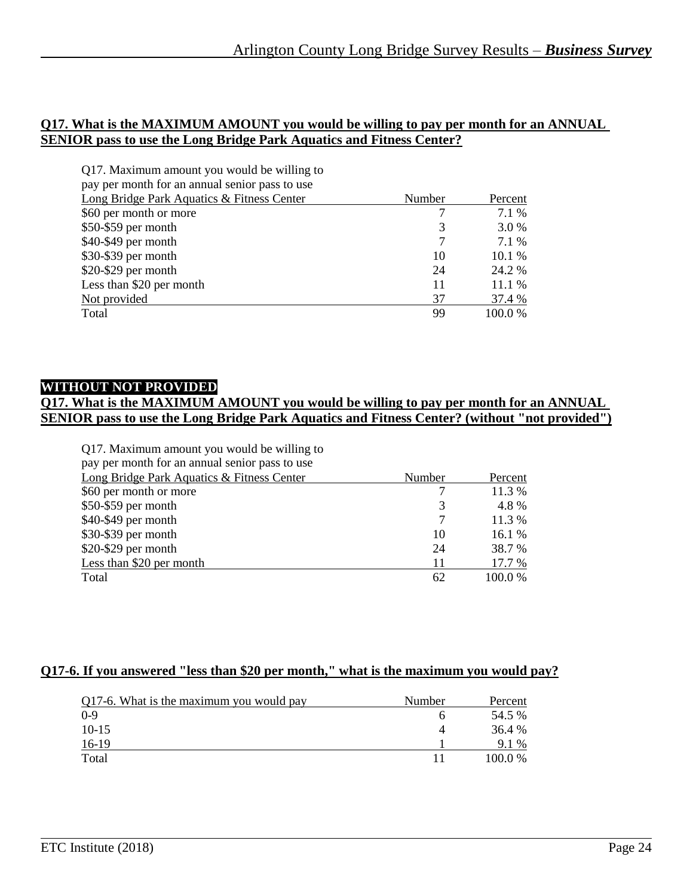**Q17. What is the MAXIMUM AMOUNT you would be willing to pay per month for an ANNUAL SENIOR pass to use the Long Bridge Park Aquatics and Fitness Center?**

| Q17. Maximum amount you would be willing to pay per month for an annual senior pass to use Long Bridge Park Aquatics & Fitness Center | Number | Percent |
|---|---|---|
| $60 per month or more | 7 | 7.1 % |
| $50-$59 per month | 3 | 3.0 % |
| $40-$49 per month | 7 | 7.1 % |
| $30-$39 per month | 10 | 10.1 % |
| $20-$29 per month | 24 | 24.2 % |
| Less than $20 per month | 11 | 11.1 % |
| Not provided | 37 | 37.4 % |
| Total | 99 | 100.0 % |

**WITHOUT NOT PROVIDED**

**Q17. What is the MAXIMUM AMOUNT you would be willing to pay per month for an ANNUAL SENIOR pass to use the Long Bridge Park Aquatics and Fitness Center? (without "not provided")**

| Q17. Maximum amount you would be willing to pay per month for an annual senior pass to use Long Bridge Park Aquatics & Fitness Center | Number | Percent |
|---|---|---|
| $60 per month or more | 7 | 11.3 % |
| $50-$59 per month | 3 | 4.8 % |
| $40-$49 per month | 7 | 11.3 % |
| $30-$39 per month | 10 | 16.1 % |
| $20-$29 per month | 24 | 38.7 % |
| Less than $20 per month | 11 | 17.7 % |
| Total | 62 | 100.0 % |

**Q17-6. If you answered "less than $20 per month," what is the maximum you would pay?**

| Q17-6. What is the maximum you would pay | Number | Percent |
|---|---|---|
| 0-9 | 6 | 54.5 % |
| 10-15 | 4 | 36.4 % |
| 16-19 | 1 | 9.1 % |
| Total | 11 | 100.0 % |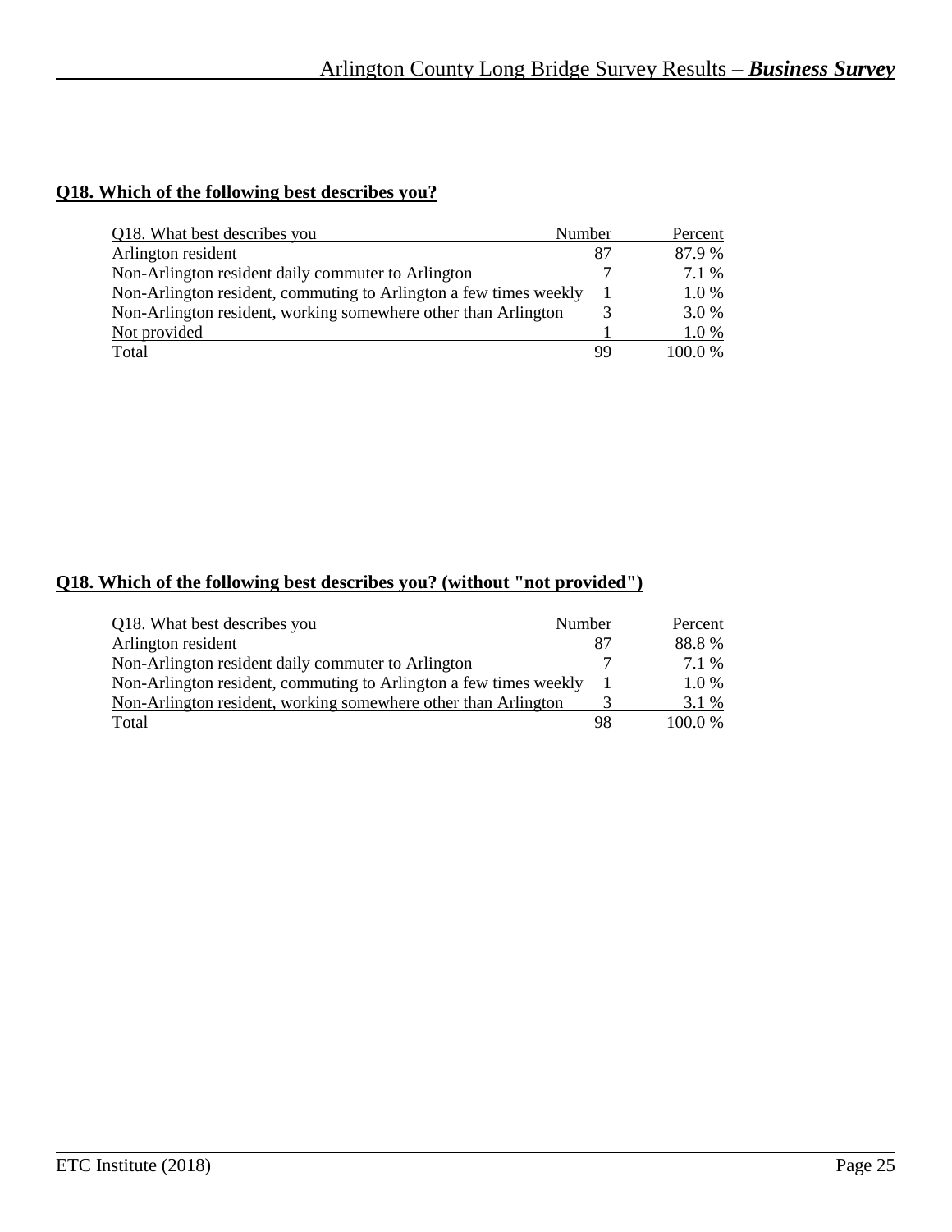## Q18. Which of the following best describes you?

| Q18. What best describes you | Number | Percent |
|---|---|---|
| Arlington resident | 87 | 87.9 % |
| Non-Arlington resident daily commuter to Arlington | 7 | 7.1 % |
| Non-Arlington resident, commuting to Arlington a few times weekly | 1 | 1.0 % |
| Non-Arlington resident, working somewhere other than Arlington | 3 | 3.0 % |
| Not provided | 1 | 1.0 % |
| Total | 99 | 100.0 % |

## Q18. Which of the following best describes you? (without "not provided")

| Q18. What best describes you | Number | Percent |
|---|---|---|
| Arlington resident | 87 | 88.8 % |
| Non-Arlington resident daily commuter to Arlington | 7 | 7.1 % |
| Non-Arlington resident, commuting to Arlington a few times weekly | 1 | 1.0 % |
| Non-Arlington resident, working somewhere other than Arlington | 3 | 3.1 % |
| Total | 98 | 100.0 % |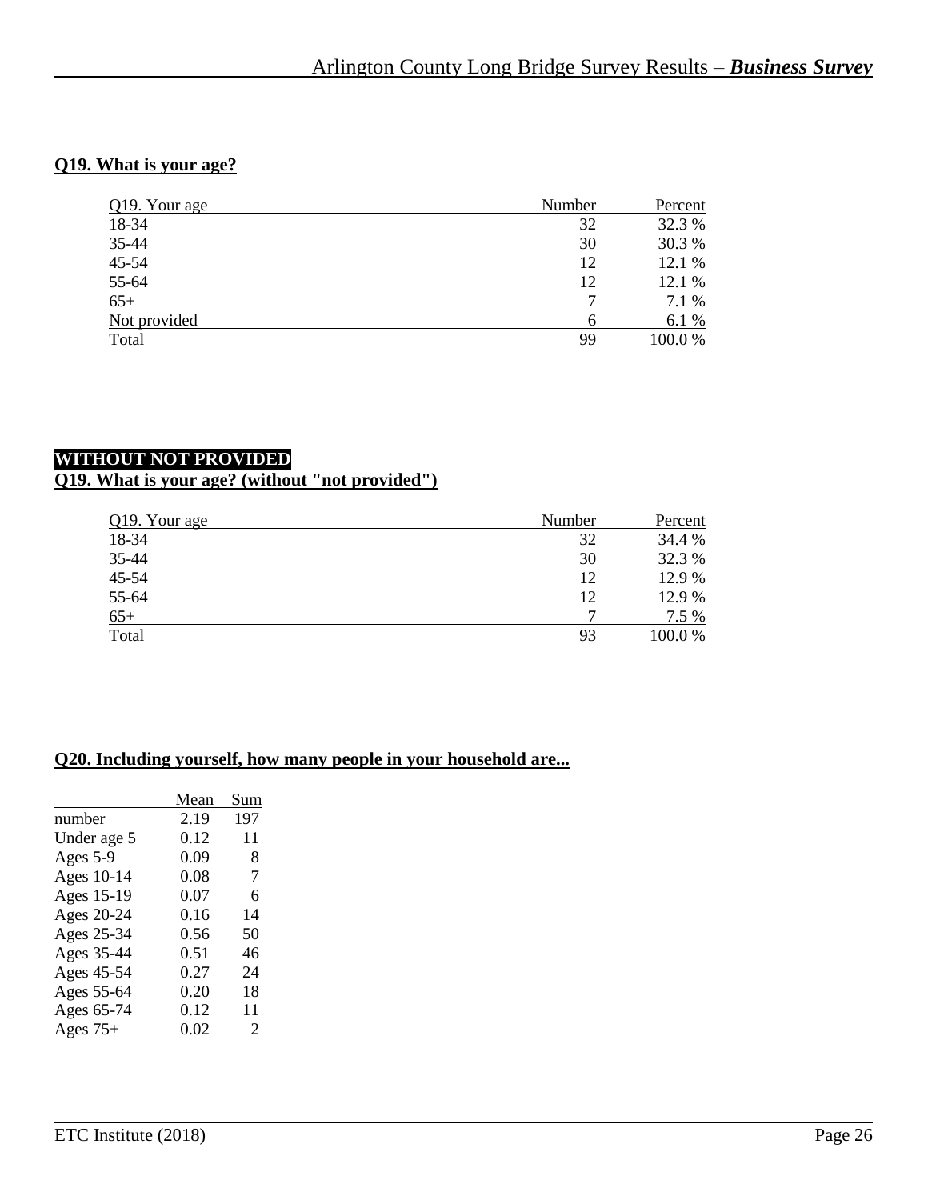## Q19. What is your age?

| Q19. Your age | Number | Percent |
|---|---|---|
| 18-34 | 32 | 32.3 % |
| 35-44 | 30 | 30.3 % |
| 45-54 | 12 | 12.1 % |
| 55-64 | 12 | 12.1 % |
| 65+ | 7 | 7.1 % |
| Not provided | 6 | 6.1 % |
| Total | 99 | 100.0 % |

**WITHOUT NOT PROVIDED**

## Q19. What is your age? (without "not provided")

| Q19. Your age | Number | Percent |
|---|---|---|
| 18-34 | 32 | 34.4 % |
| 35-44 | 30 | 32.3 % |
| 45-54 | 12 | 12.9 % |
| 55-64 | 12 | 12.9 % |
| 65+ | 7 | 7.5 % |
| Total | 93 | 100.0 % |

## Q20. Including yourself, how many people in your household are...

| | Mean | Sum |
|---|---|---|
| number | 2.19 | 197 |
| Under age 5 | 0.12 | 11 |
| Ages 5-9 | 0.09 | 8 |
| Ages 10-14 | 0.08 | 7 |
| Ages 15-19 | 0.07 | 6 |
| Ages 20-24 | 0.16 | 14 |
| Ages 25-34 | 0.56 | 50 |
| Ages 35-44 | 0.51 | 46 |
| Ages 45-54 | 0.27 | 24 |
| Ages 55-64 | 0.20 | 18 |
| Ages 65-74 | 0.12 | 11 |
| Ages 75+ | 0.02 | 2 |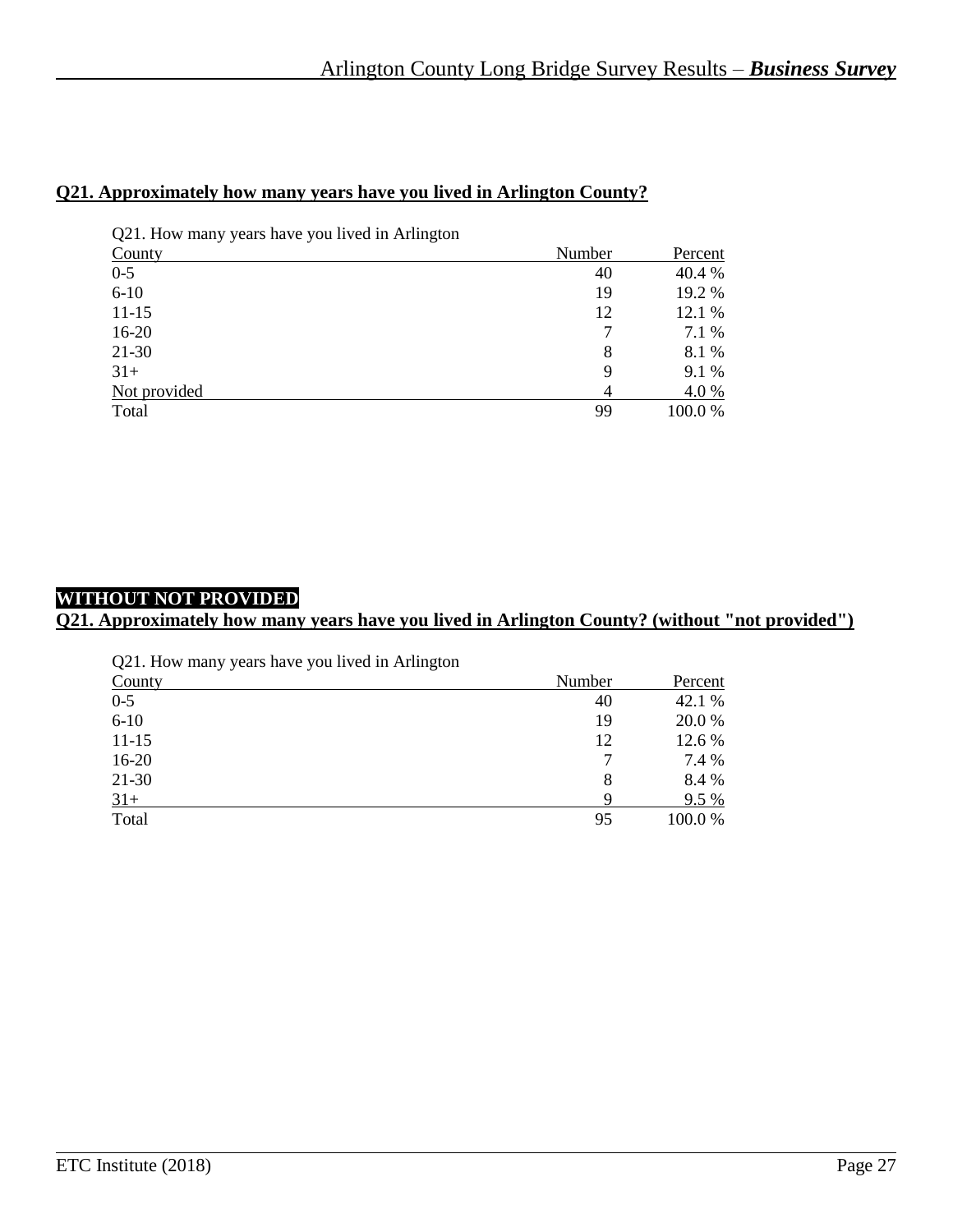## Q21. Approximately how many years have you lived in Arlington County?

| Q21. How many years have you lived in Arlington County | Number | Percent |
|---|---|---|
| 0-5 | 40 | 40.4 % |
| 6-10 | 19 | 19.2 % |
| 11-15 | 12 | 12.1 % |
| 16-20 | 7 | 7.1 % |
| 21-30 | 8 | 8.1 % |
| 31+ | 9 | 9.1 % |
| Not provided | 4 | 4.0 % |
| Total | 99 | 100.0 % |

**WITHOUT NOT PROVIDED**

## Q21. Approximately how many years have you lived in Arlington County? (without "not provided")

| Q21. How many years have you lived in Arlington County | Number | Percent |
|---|---|---|
| 0-5 | 40 | 42.1 % |
| 6-10 | 19 | 20.0 % |
| 11-15 | 12 | 12.6 % |
| 16-20 | 7 | 7.4 % |
| 21-30 | 8 | 8.4 % |
| 31+ | 9 | 9.5 % |
| Total | 95 | 100.0 % |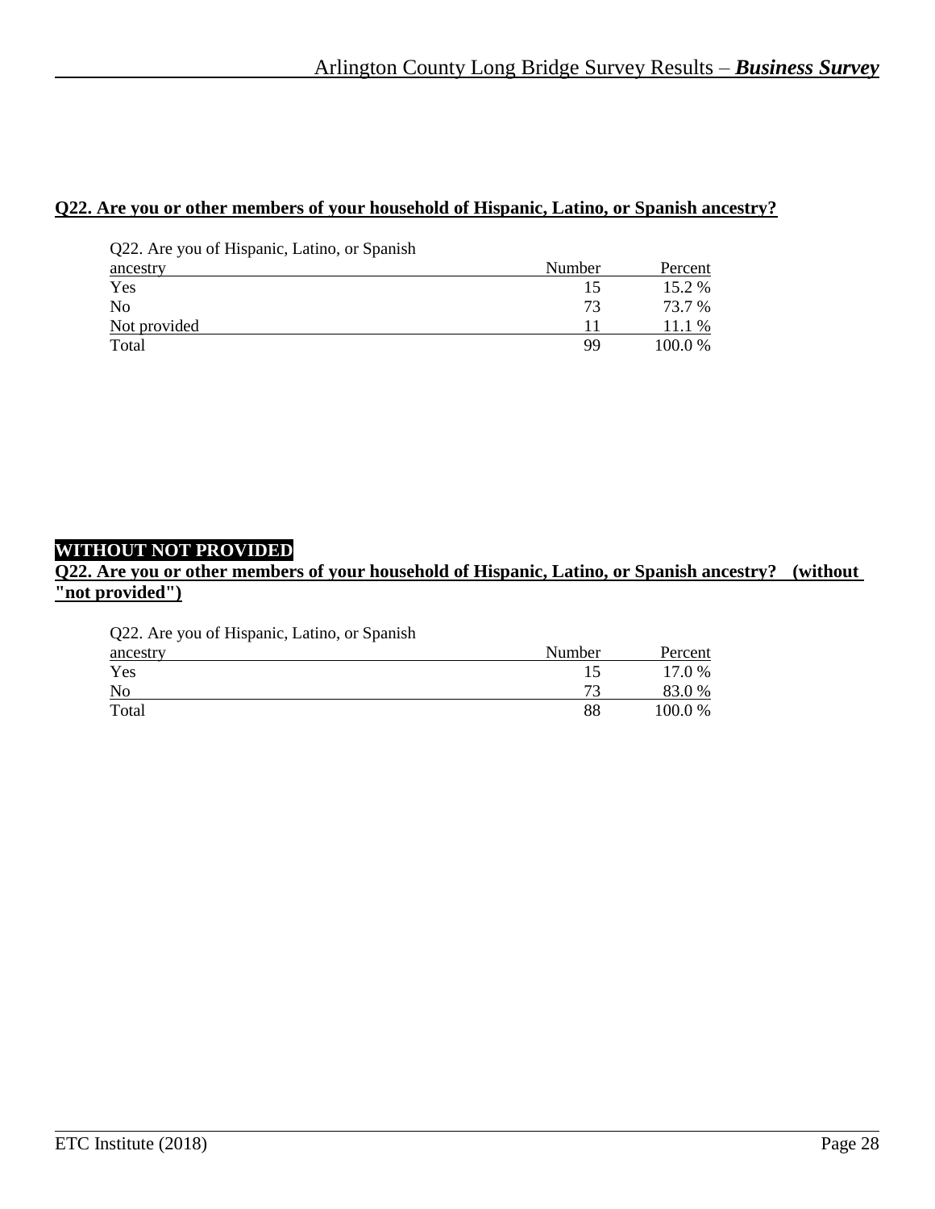**Q22. Are you or other members of your household of Hispanic, Latino, or Spanish ancestry?**

| Q22. Are you of Hispanic, Latino, or Spanish ancestry | Number | Percent |
|---|---|---|
| Yes | 15 | 15.2 % |
| No | 73 | 73.7 % |
| Not provided | 11 | 11.1 % |
| Total | 99 | 100.0 % |

**WITHOUT NOT PROVIDED**

**Q22. Are you or other members of your household of Hispanic, Latino, or Spanish ancestry? (without "not provided")**

| Q22. Are you of Hispanic, Latino, or Spanish ancestry | Number | Percent |
|---|---|---|
| Yes | 15 | 17.0 % |
| No | 73 | 83.0 % |
| Total | 88 | 100.0 % |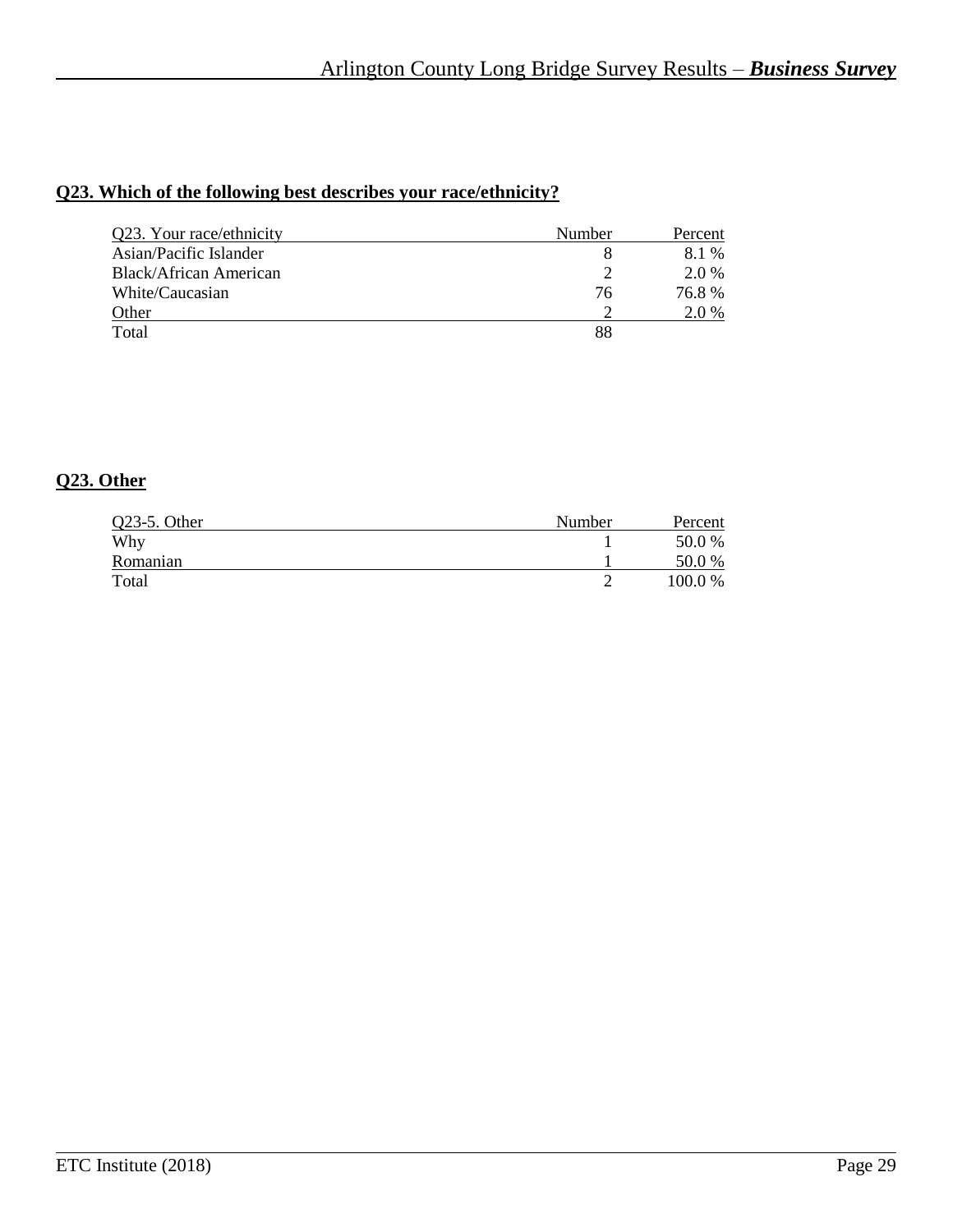## Q23. Which of the following best describes your race/ethnicity?

| Q23. Your race/ethnicity | Number | Percent |
|---|---|---|
| Asian/Pacific Islander | 8 | 8.1 % |
| Black/African American | 2 | 2.0 % |
| White/Caucasian | 76 | 76.8 % |
| Other | 2 | 2.0 % |
| Total | 88 | |

## Q23. Other

| Q23-5. Other | Number | Percent |
|---|---|---|
| Why | 1 | 50.0 % |
| Romanian | 1 | 50.0 % |
| Total | 2 | 100.0 % |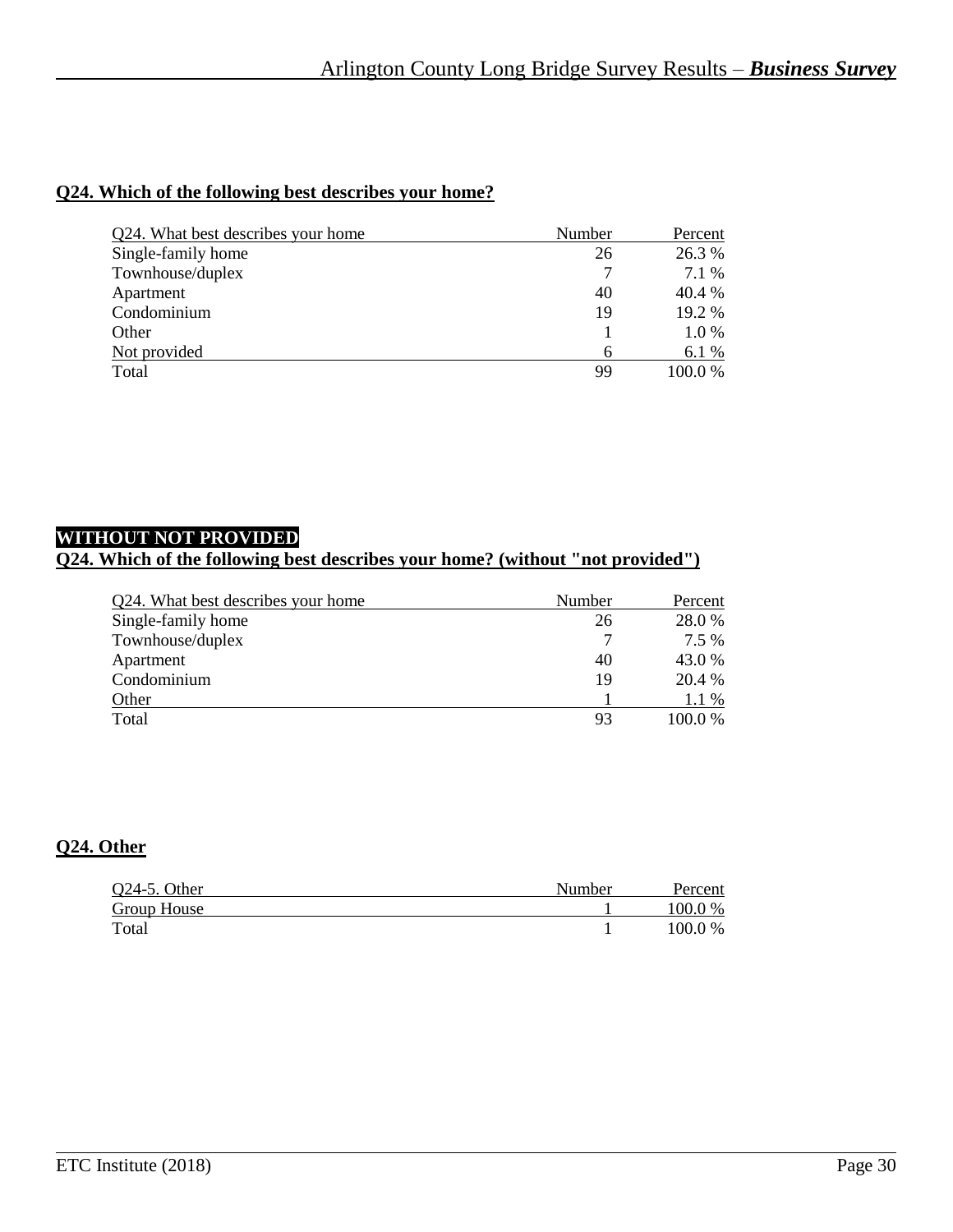## Q24. Which of the following best describes your home?

| Q24. What best describes your home | Number | Percent |
|---|---|---|
| Single-family home | 26 | 26.3 % |
| Townhouse/duplex | 7 | 7.1 % |
| Apartment | 40 | 40.4 % |
| Condominium | 19 | 19.2 % |
| Other | 1 | 1.0 % |
| Not provided | 6 | 6.1 % |
| Total | 99 | 100.0 % |

**WITHOUT NOT PROVIDED**

## Q24. Which of the following best describes your home? (without "not provided")

| Q24. What best describes your home | Number | Percent |
|---|---|---|
| Single-family home | 26 | 28.0 % |
| Townhouse/duplex | 7 | 7.5 % |
| Apartment | 40 | 43.0 % |
| Condominium | 19 | 20.4 % |
| Other | 1 | 1.1 % |
| Total | 93 | 100.0 % |

## Q24. Other

| Q24-5. Other | Number | Percent |
|---|---|---|
| Group House | 1 | 100.0 % |
| Total | 1 | 100.0 % |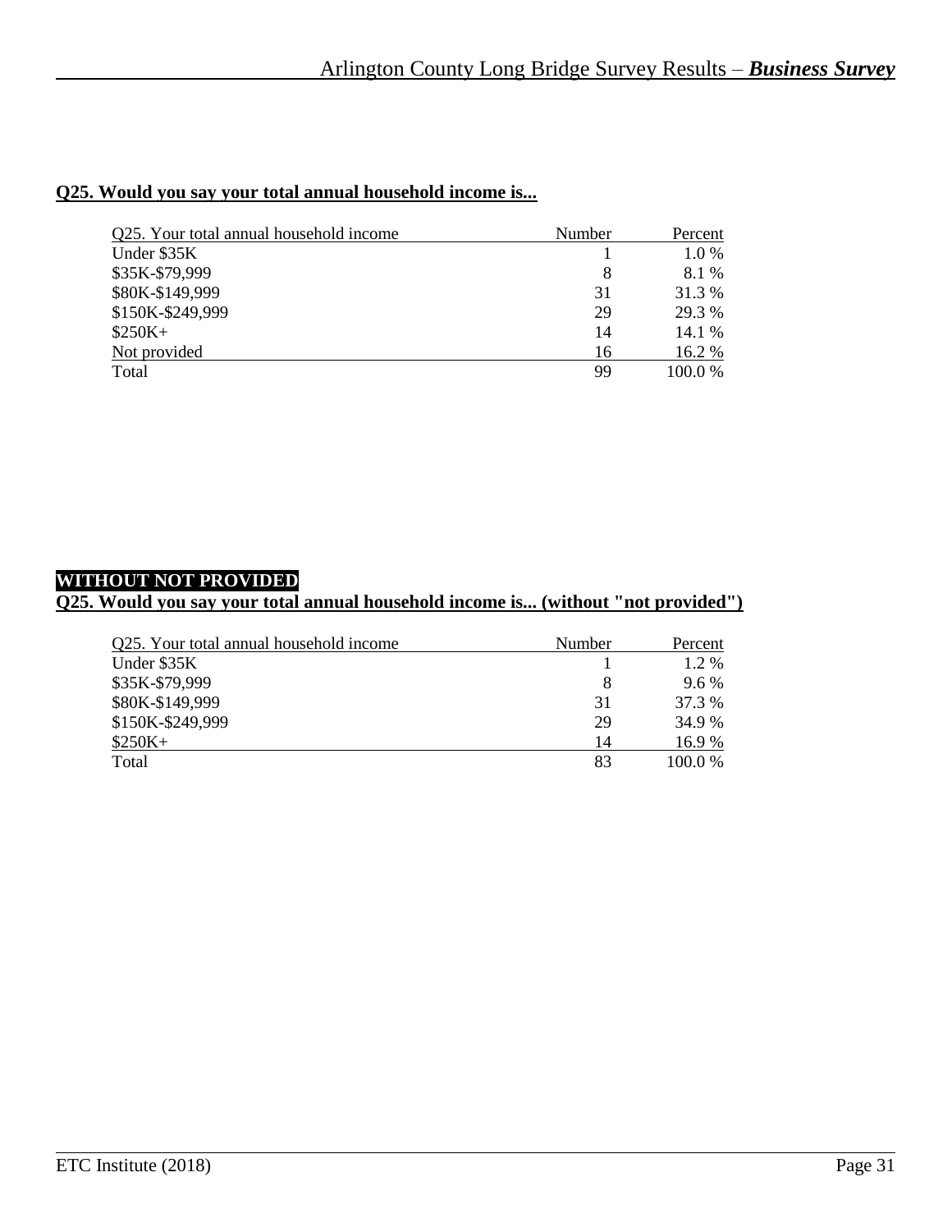**Q25. Would you say your total annual household income is...**

| Q25. Your total annual household income | Number | Percent |
|---|---|---|
| Under $35K | 1 | 1.0 % |
| $35K-$79,999 | 8 | 8.1 % |
| $80K-$149,999 | 31 | 31.3 % |
| $150K-$249,999 | 29 | 29.3 % |
| $250K+ | 14 | 14.1 % |
| Not provided | 16 | 16.2 % |
| Total | 99 | 100.0 % |

**WITHOUT NOT PROVIDED**

**Q25. Would you say your total annual household income is... (without "not provided")**

| Q25. Your total annual household income | Number | Percent |
|---|---|---|
| Under $35K | 1 | 1.2 % |
| $35K-$79,999 | 8 | 9.6 % |
| $80K-$149,999 | 31 | 37.3 % |
| $150K-$249,999 | 29 | 34.9 % |
| $250K+ | 14 | 16.9 % |
| Total | 83 | 100.0 % |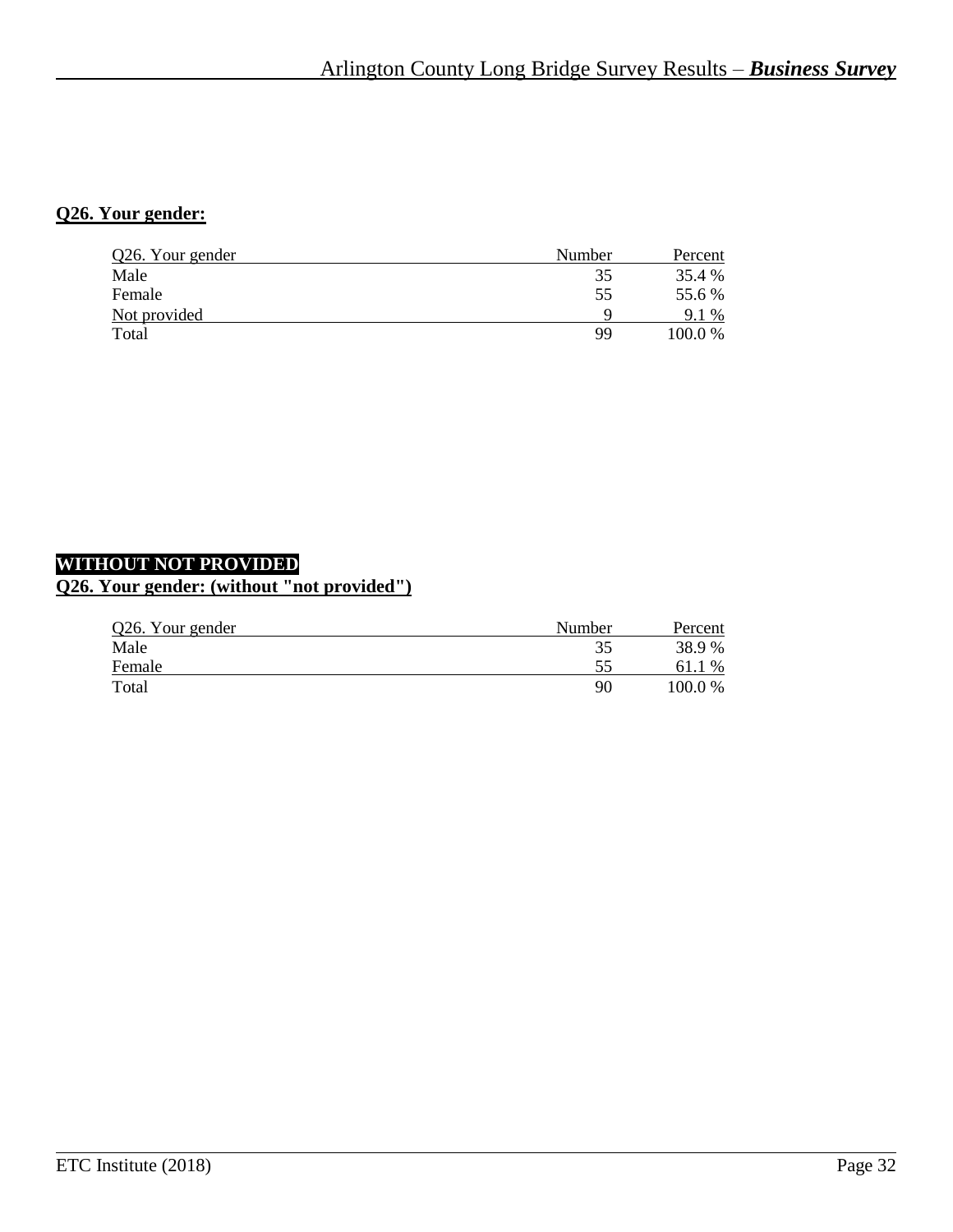## Q26. Your gender:

| Q26. Your gender | Number | Percent |
|---|---|---|
| Male | 35 | 35.4 % |
| Female | 55 | 55.6 % |
| Not provided | 9 | 9.1 % |
| Total | 99 | 100.0 % |

**WITHOUT NOT PROVIDED**

## Q26. Your gender: (without "not provided")

| Q26. Your gender | Number | Percent |
|---|---|---|
| Male | 35 | 38.9 % |
| Female | 55 | 61.1 % |
| Total | 90 | 100.0 % |